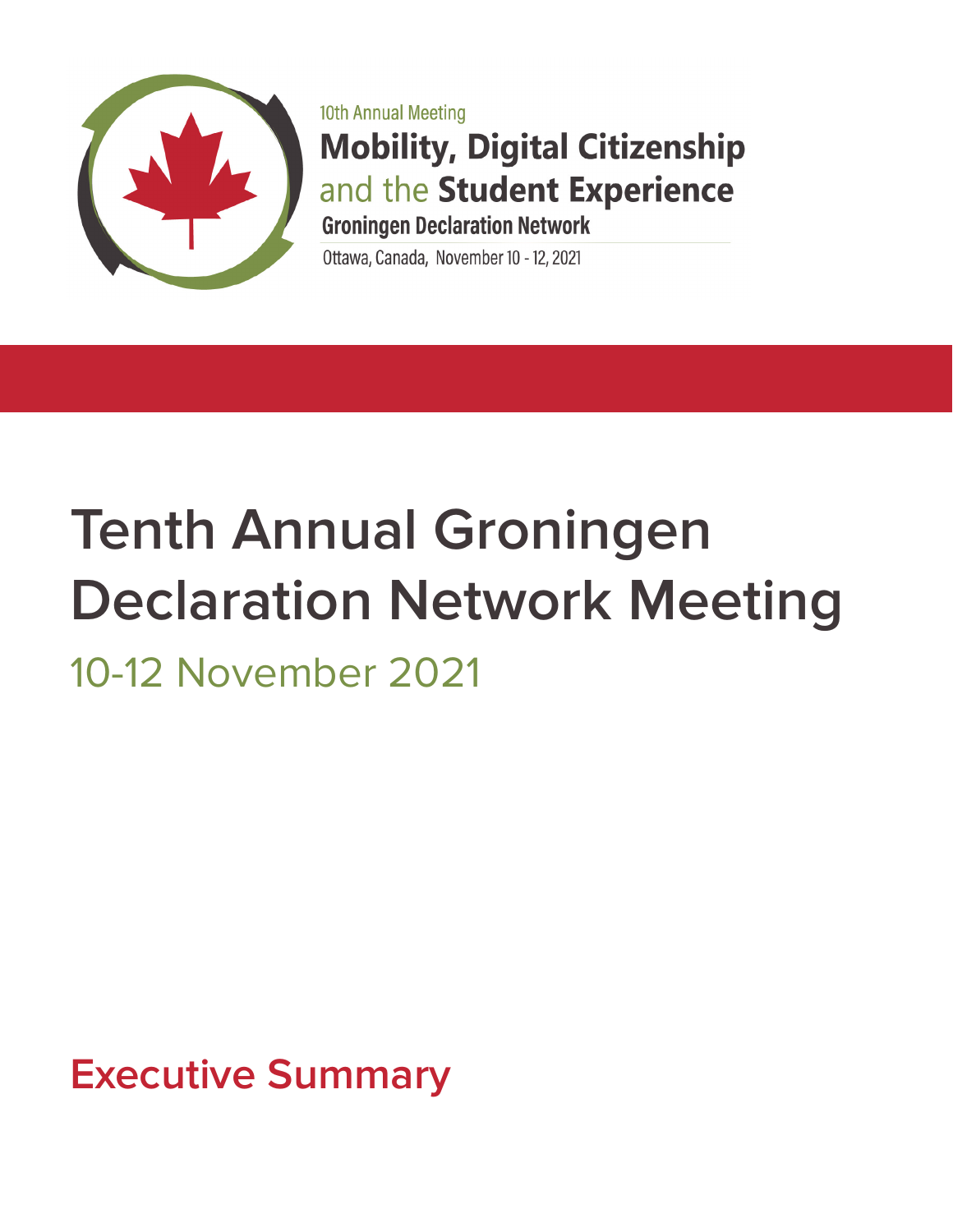10th Annual Meeting

**Mobility, Digital Citizenship and the Student Experience**

**Groningen Declaration Network**

Ottawa, Canada, November 10 - 12, 2021

# Tenth Annual Groningen Declaration Network Meeting

## 10-12 November 2021

## Executive Summary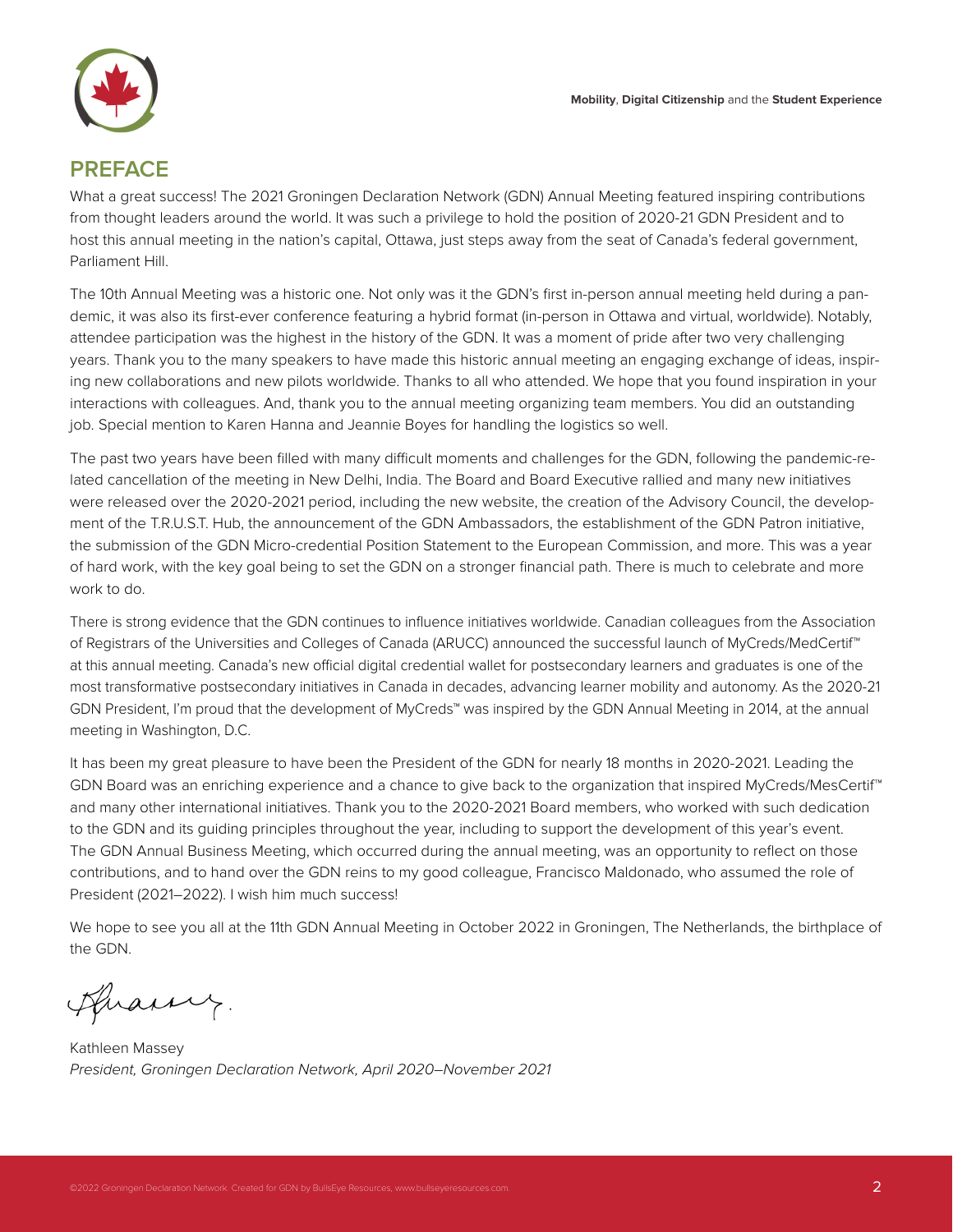# PREFACE

What a great success! The 2021 Groningen Declaration Network (GDN) Annual Meeting featured inspiring contributions from thought leaders around the world. It was such a privilege to hold the position of 2020-21 GDN President and to host this annual meeting in the nation's capital, Ottawa, just steps away from the seat of Canada's federal government, Parliament Hill.

The 10th Annual Meeting was a historic one. Not only was it the GDN's first in-person annual meeting held during a pandemic, it was also its first-ever conference featuring a hybrid format (in-person in Ottawa and virtual, worldwide). Notably, attendee participation was the highest in the history of the GDN. It was a moment of pride after two very challenging years. Thank you to the many speakers to have made this historic annual meeting an engaging exchange of ideas, inspiring new collaborations and new pilots worldwide. Thanks to all who attended. We hope that you found inspiration in your interactions with colleagues. And, thank you to the annual meeting organizing team members. You did an outstanding job. Special mention to Karen Hanna and Jeannie Boyes for handling the logistics so well.

The past two years have been filled with many difficult moments and challenges for the GDN, following the pandemic-related cancellation of the meeting in New Delhi, India. The Board and Board Executive rallied and many new initiatives were released over the 2020-2021 period, including the new website, the creation of the Advisory Council, the development of the T.R.U.S.T. Hub, the announcement of the GDN Ambassadors, the establishment of the GDN Patron initiative, the submission of the GDN Micro-credential Position Statement to the European Commission, and more. This was a year of hard work, with the key goal being to set the GDN on a stronger financial path. There is much to celebrate and more work to do.

There is strong evidence that the GDN continues to influence initiatives worldwide. Canadian colleagues from the Association of Registrars of the Universities and Colleges of Canada (ARUCC) announced the successful launch of MyCreds/MesCertif™ at this annual meeting. Canada's new official digital credential wallet for postsecondary learners and graduates is one of the most transformative postsecondary initiatives in Canada in decades, advancing learner mobility and autonomy. As the 2020-21 GDN President, I'm proud that the development of MyCreds™ was inspired by the GDN Annual Meeting in 2014, at the annual meeting in Washington, D.C.

It has been my great pleasure to have been the President of the GDN for nearly 18 months in 2020-2021. Leading the GDN Board was an enriching experience and a chance to give back to the organization that inspired MyCreds/MesCertif™ and many other international initiatives. Thank you to the 2020-2021 Board members, who worked with such dedication to the GDN and its guiding principles throughout the year, including to support the development of this year's event. The GDN Annual Business Meeting, which occurred during the annual meeting, was an opportunity to reflect on those contributions, and to hand over the GDN reins to my good colleague, Francisco Maldonado, who assumed the role of President (2021–2022). I wish him much success!

We hope to see you all at the 11th GDN Annual Meeting in October 2022 in Groningen, The Netherlands, the birthplace of the GDN.

Kathleen Massey
*President, Groningen Declaration Network, April 2020–November 2021*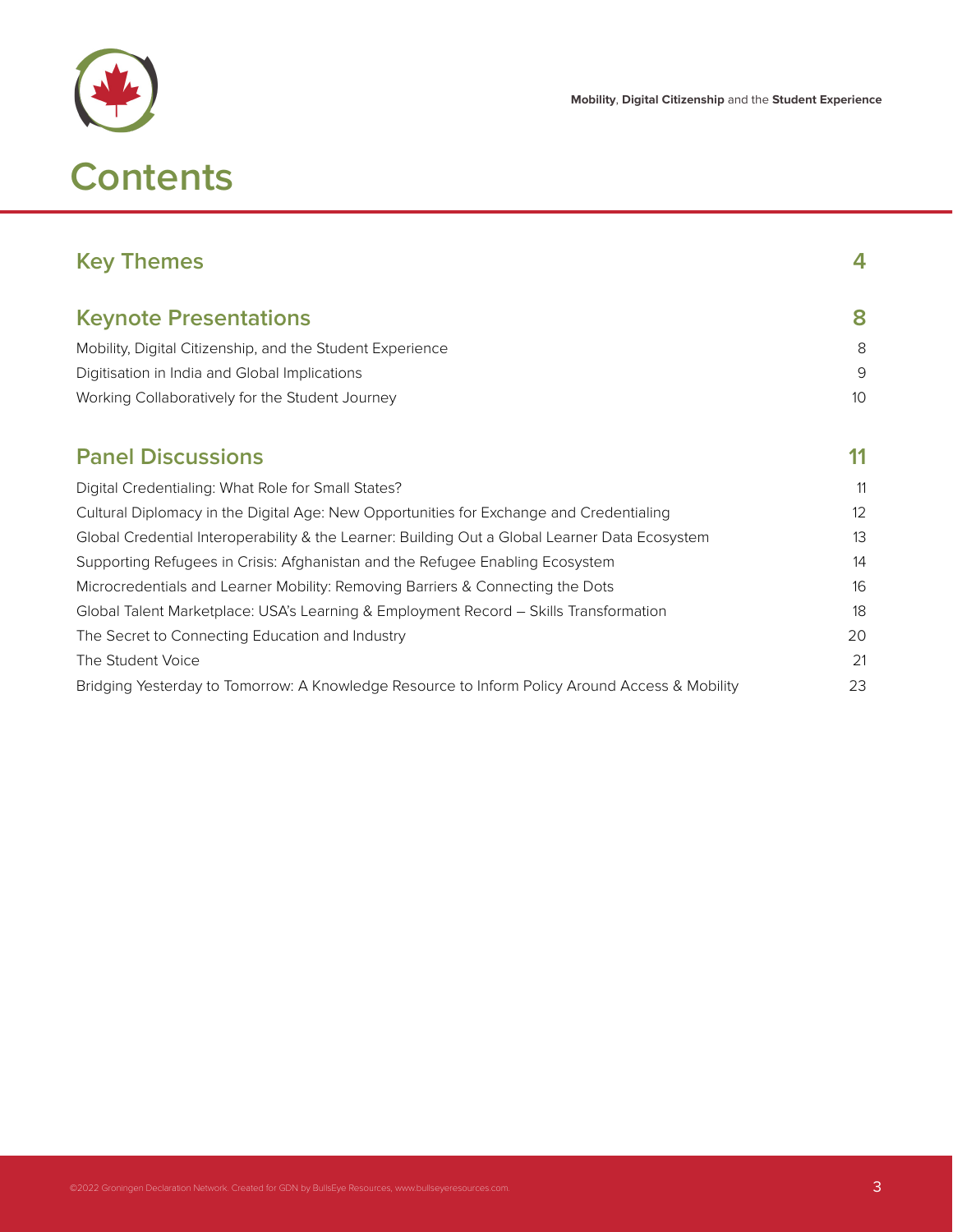# Contents

| | |
|---|---|
| **Key Themes** | **4** |
| **Keynote Presentations** | **8** |
| Mobility, Digital Citizenship, and the Student Experience | 8 |
| Digitisation in India and Global Implications | 9 |
| Working Collaboratively for the Student Journey | 10 |
| **Panel Discussions** | **11** |
| Digital Credentialing: What Role for Small States? | 11 |
| Cultural Diplomacy in the Digital Age: New Opportunities for Exchange and Credentialing | 12 |
| Global Credential Interoperability & the Learner: Building Out a Global Learner Data Ecosystem | 13 |
| Supporting Refugees in Crisis: Afghanistan and the Refugee Enabling Ecosystem | 14 |
| Microcredentials and Learner Mobility: Removing Barriers & Connecting the Dots | 16 |
| Global Talent Marketplace: USA's Learning & Employment Record – Skills Transformation | 18 |
| The Secret to Connecting Education and Industry | 20 |
| The Student Voice | 21 |
| Bridging Yesterday to Tomorrow: A Knowledge Resource to Inform Policy Around Access & Mobility | 23 |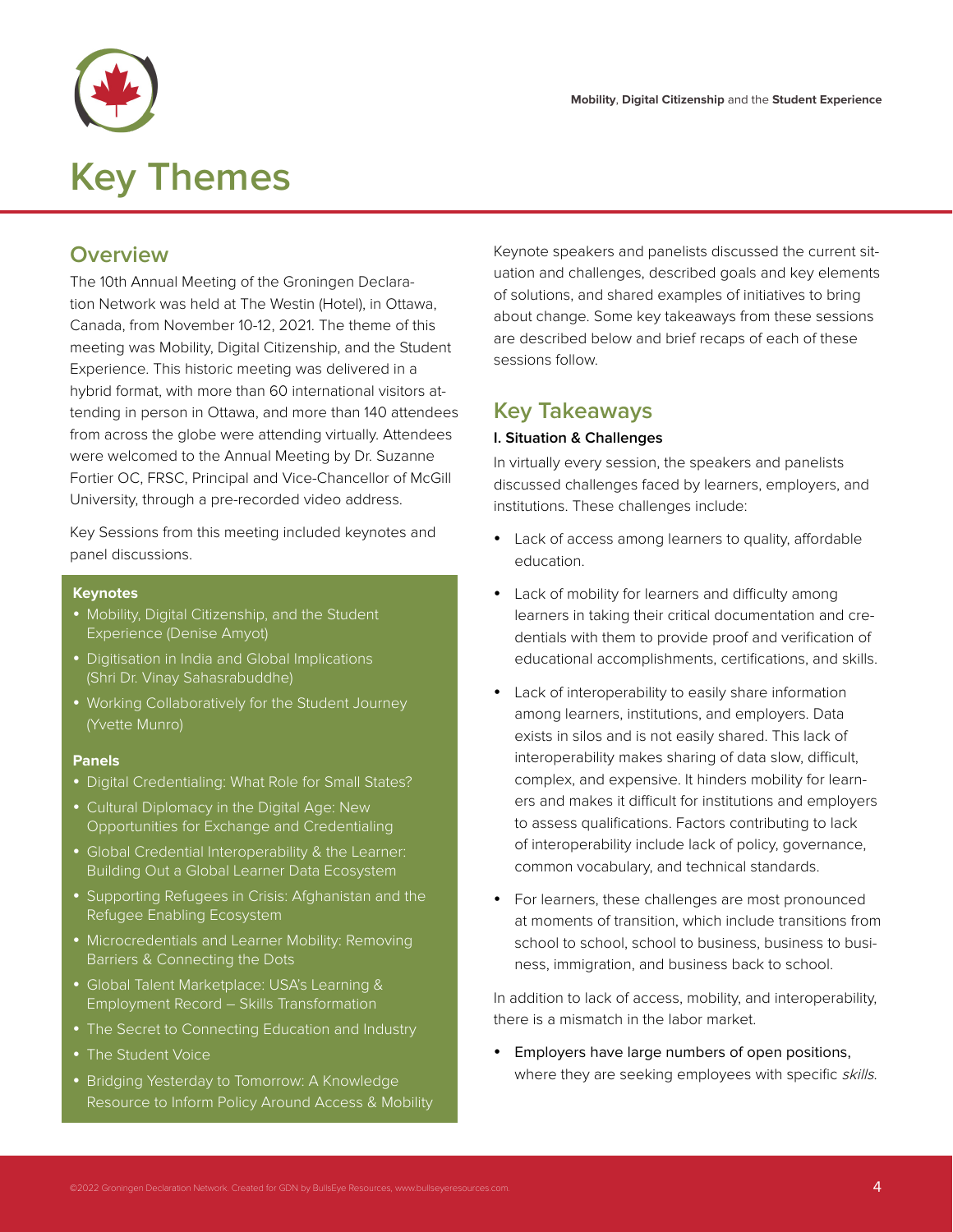// Page 4 of 25 · document ded3931f5b43

# Key Themes

## Overview

The 10th Annual Meeting of the Groningen Declaration Network was held at The Westin (Hotel), in Ottawa, Canada, from November 10-12, 2021. The theme of this meeting was Mobility, Digital Citizenship, and the Student Experience. This historic meeting was delivered in a hybrid format, with more than 60 international visitors attending in person in Ottawa, and more than 140 attendees from across the globe were attending virtually. Attendees were welcomed to the Annual Meeting by Dr. Suzanne Fortier OC, FRSC, Principal and Vice-Chancellor of McGill University, through a pre-recorded video address.

Key Sessions from this meeting included keynotes and panel discussions.

**Keynotes**

- Mobility, Digital Citizenship, and the Student Experience (Denise Amyot)
- Digitisation in India and Global Implications (Shri Dr. Vinay Sahasrabuddhe)
- Working Collaboratively for the Student Journey (Yvette Munro)

**Panels**

- Digital Credentialing: What Role for Small States?
- Cultural Diplomacy in the Digital Age: New Opportunities for Exchange and Credentialing
- Global Credential Interoperability & the Learner: Building Out a Global Learner Data Ecosystem
- Supporting Refugees in Crisis: Afghanistan and the Refugee Enabling Ecosystem
- Microcredentials and Learner Mobility: Removing Barriers & Connecting the Dots
- Global Talent Marketplace: USA's Learning & Employment Record – Skills Transformation
- The Secret to Connecting Education and Industry
- The Student Voice
- Bridging Yesterday to Tomorrow: A Knowledge Resource to Inform Policy Around Access & Mobility

Keynote speakers and panelists discussed the current situation and challenges, described goals and key elements of solutions, and shared examples of initiatives to bring about change. Some key takeaways from these sessions are described below and brief recaps of each of these sessions follow.

## Key Takeaways

**I. Situation & Challenges**

In virtually every session, the speakers and panelists discussed challenges faced by learners, employers, and institutions. These challenges include:

- Lack of access among learners to quality, affordable education.
- Lack of mobility for learners and difficulty among learners in taking their critical documentation and credentials with them to provide proof and verification of educational accomplishments, certifications, and skills.
- Lack of interoperability to easily share information among learners, institutions, and employers. Data exists in silos and is not easily shared. This lack of interoperability makes sharing of data slow, difficult, complex, and expensive. It hinders mobility for learners and makes it difficult for institutions and employers to assess qualifications. Factors contributing to lack of interoperability include lack of policy, governance, common vocabulary, and technical standards.
- For learners, these challenges are most pronounced at moments of transition, which include transitions from school to school, school to business, business to business, immigration, and business back to school.

In addition to lack of access, mobility, and interoperability, there is a mismatch in the labor market.

- Employers have large numbers of open positions, where they are seeking employees with specific *skills.*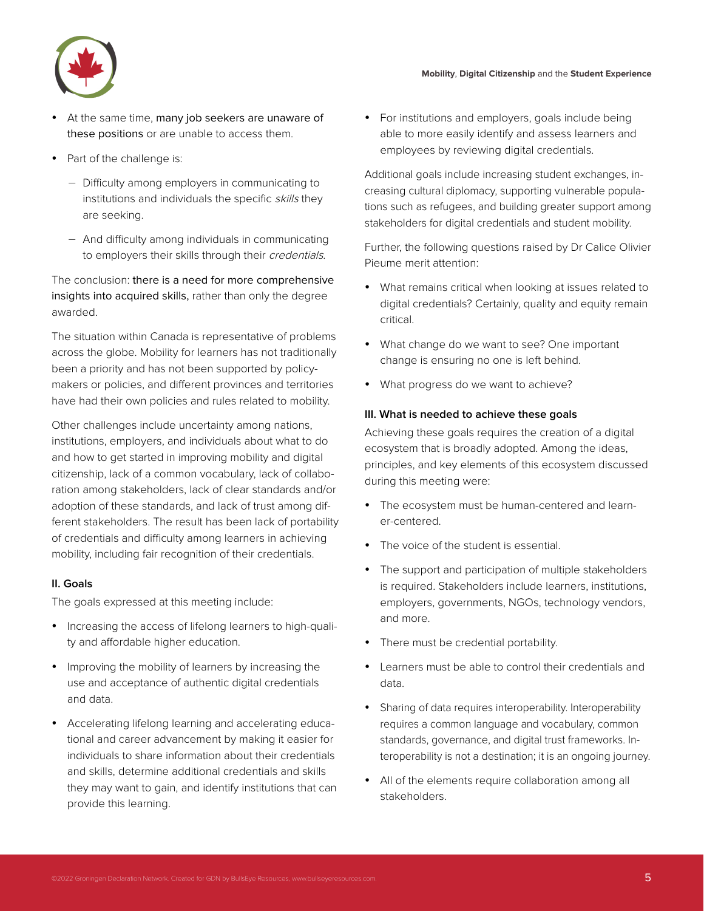- At the same time, many job seekers are unaware of these positions or are unable to access them.
- Part of the challenge is:
  - Difficulty among employers in communicating to institutions and individuals the specific *skills* they are seeking.
  - And difficulty among individuals in communicating to employers their skills through their *credentials*.

The conclusion: there is a need for more comprehensive insights into acquired skills, rather than only the degree awarded.

The situation within Canada is representative of problems across the globe. Mobility for learners has not traditionally been a priority and has not been supported by policy-makers or policies, and different provinces and territories have had their own policies and rules related to mobility.

Other challenges include uncertainty among nations, institutions, employers, and individuals about what to do and how to get started in improving mobility and digital citizenship, lack of a common vocabulary, lack of collaboration among stakeholders, lack of clear standards and/or adoption of these standards, and lack of trust among different stakeholders. The result has been lack of portability of credentials and difficulty among learners in achieving mobility, including fair recognition of their credentials.

#### II. Goals

The goals expressed at this meeting include:

- Increasing the access of lifelong learners to high-quality and affordable higher education.
- Improving the mobility of learners by increasing the use and acceptance of authentic digital credentials and data.
- Accelerating lifelong learning and accelerating educational and career advancement by making it easier for individuals to share information about their credentials and skills, determine additional credentials and skills they may want to gain, and identify institutions that can provide this learning.
- For institutions and employers, goals include being able to more easily identify and assess learners and employees by reviewing digital credentials.

Additional goals include increasing student exchanges, increasing cultural diplomacy, supporting vulnerable populations such as refugees, and building greater support among stakeholders for digital credentials and student mobility.

Further, the following questions raised by Dr Calice Olivier Pieume merit attention:

- What remains critical when looking at issues related to digital credentials? Certainly, quality and equity remain critical.
- What change do we want to see? One important change is ensuring no one is left behind.
- What progress do we want to achieve?

#### III. What is needed to achieve these goals

Achieving these goals requires the creation of a digital ecosystem that is broadly adopted. Among the ideas, principles, and key elements of this ecosystem discussed during this meeting were:

- The ecosystem must be human-centered and learner-centered.
- The voice of the student is essential.
- The support and participation of multiple stakeholders is required. Stakeholders include learners, institutions, employers, governments, NGOs, technology vendors, and more.
- There must be credential portability.
- Learners must be able to control their credentials and data.
- Sharing of data requires interoperability. Interoperability requires a common language and vocabulary, common standards, governance, and digital trust frameworks. Interoperability is not a destination; it is an ongoing journey.
- All of the elements require collaboration among all stakeholders.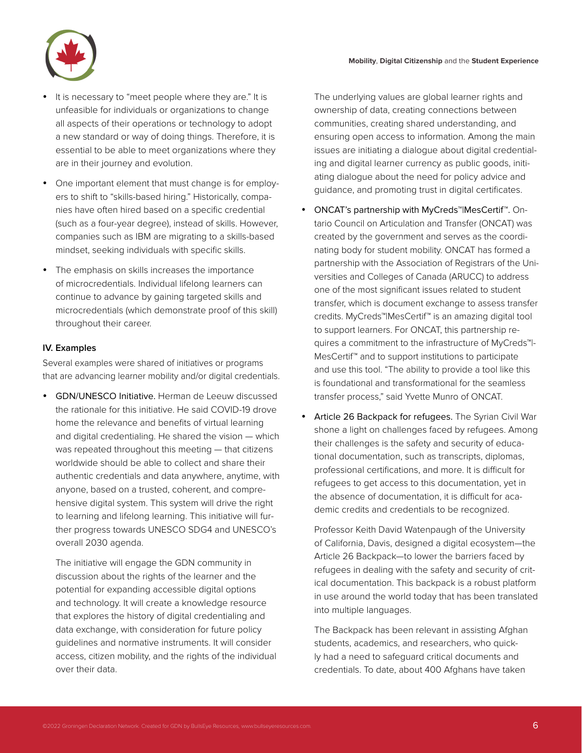- It is necessary to "meet people where they are." It is unfeasible for individuals or organizations to change all aspects of their operations or technology to adopt a new standard or way of doing things. Therefore, it is essential to be able to meet organizations where they are in their journey and evolution.
- One important element that must change is for employers to shift to "skills-based hiring." Historically, companies have often hired based on a specific credential (such as a four-year degree), instead of skills. However, companies such as IBM are migrating to a skills-based mindset, seeking individuals with specific skills.
- The emphasis on skills increases the importance of microcredentials. Individual lifelong learners can continue to advance by gaining targeted skills and microcredentials (which demonstrate proof of this skill) throughout their career.

### IV. Examples

Several examples were shared of initiatives or programs that are advancing learner mobility and/or digital credentials.

- GDN/UNESCO Initiative. Herman de Leeuw discussed the rationale for this initiative. He said COVID-19 drove home the relevance and benefits of virtual learning and digital credentialing. He shared the vision — which was repeated throughout this meeting — that citizens worldwide should be able to collect and share their authentic credentials and data anywhere, anytime, with anyone, based on a trusted, coherent, and comprehensive digital system. This system will drive the right to learning and lifelong learning. This initiative will further progress towards UNESCO SDG4 and UNESCO's overall 2030 agenda.

  The initiative will engage the GDN community in discussion about the rights of the learner and the potential for expanding accessible digital options and technology. It will create a knowledge resource that explores the history of digital credentialing and data exchange, with consideration for future policy guidelines and normative instruments. It will consider access, citizen mobility, and the rights of the individual over their data.

  The underlying values are global learner rights and ownership of data, creating connections between communities, creating shared understanding, and ensuring open access to information. Among the main issues are initiating a dialogue about digital credentialing and digital learner currency as public goods, initiating dialogue about the need for policy advice and guidance, and promoting trust in digital certificates.

- ONCAT's partnership with MyCreds™|MesCertif™. Ontario Council on Articulation and Transfer (ONCAT) was created by the government and serves as the coordinating body for student mobility. ONCAT has formed a partnership with the Association of Registrars of the Universities and Colleges of Canada (ARUCC) to address one of the most significant issues related to student transfer, which is document exchange to assess transfer credits. MyCreds™|MesCertif™ is an amazing digital tool to support learners. For ONCAT, this partnership requires a commitment to the infrastructure of MyCreds™|MesCertif™ and to support institutions to participate and use this tool. "The ability to provide a tool like this is foundational and transformational for the seamless transfer process," said Yvette Munro of ONCAT.

- Article 26 Backpack for refugees. The Syrian Civil War shone a light on challenges faced by refugees. Among their challenges is the safety and security of educational documentation, such as transcripts, diplomas, professional certifications, and more. It is difficult for refugees to get access to this documentation, yet in the absence of documentation, it is difficult for academic credits and credentials to be recognized.

  Professor Keith David Watenpaugh of the University of California, Davis, designed a digital ecosystem—the Article 26 Backpack—to lower the barriers faced by refugees in dealing with the safety and security of critical documentation. This backpack is a robust platform in use around the world today that has been translated into multiple languages.

  The Backpack has been relevant in assisting Afghan students, academics, and researchers, who quickly had a need to safeguard critical documents and credentials. To date, about 400 Afghans have taken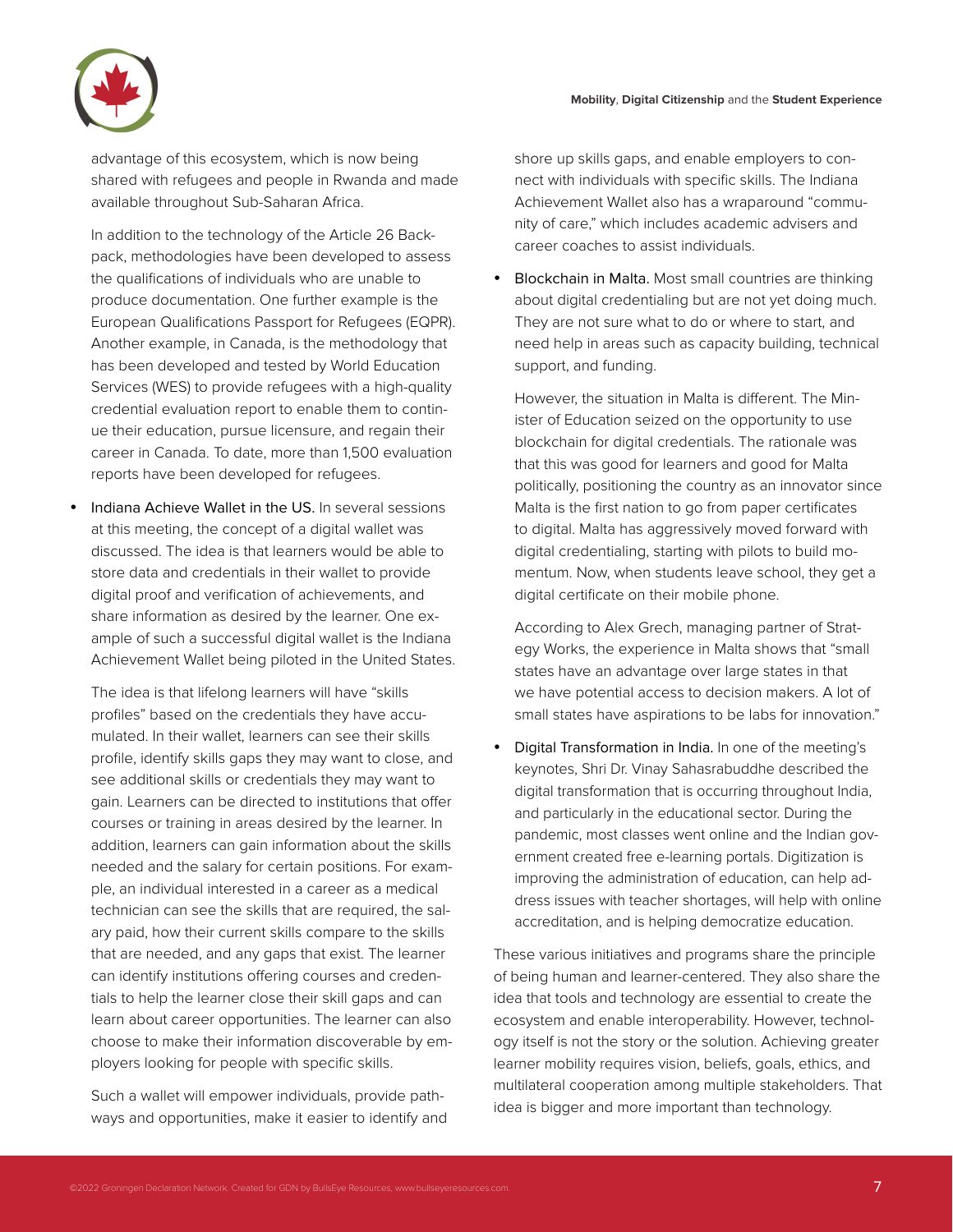advantage of this ecosystem, which is now being shared with refugees and people in Rwanda and made available throughout Sub-Saharan Africa.

In addition to the technology of the Article 26 Backpack, methodologies have been developed to assess the qualifications of individuals who are unable to produce documentation. One further example is the European Qualifications Passport for Refugees (EQPR). Another example, in Canada, is the methodology that has been developed and tested by World Education Services (WES) to provide refugees with a high-quality credential evaluation report to enable them to continue their education, pursue licensure, and regain their career in Canada. To date, more than 1,500 evaluation reports have been developed for refugees.

- Indiana Achieve Wallet in the US. In several sessions at this meeting, the concept of a digital wallet was discussed. The idea is that learners would be able to store data and credentials in their wallet to provide digital proof and verification of achievements, and share information as desired by the learner. One example of such a successful digital wallet is the Indiana Achievement Wallet being piloted in the United States.

  The idea is that lifelong learners will have "skills profiles" based on the credentials they have accumulated. In their wallet, learners can see their skills profile, identify skills gaps they may want to close, and see additional skills or credentials they may want to gain. Learners can be directed to institutions that offer courses or training in areas desired by the learner. In addition, learners can gain information about the skills needed and the salary for certain positions. For example, an individual interested in a career as a medical technician can see the skills that are required, the salary paid, how their current skills compare to the skills that are needed, and any gaps that exist. The learner can identify institutions offering courses and credentials to help the learner close their skill gaps and can learn about career opportunities. The learner can also choose to make their information discoverable by employers looking for people with specific skills.

  Such a wallet will empower individuals, provide pathways and opportunities, make it easier to identify and shore up skills gaps, and enable employers to connect with individuals with specific skills. The Indiana Achievement Wallet also has a wraparound "community of care," which includes academic advisers and career coaches to assist individuals.

- Blockchain in Malta. Most small countries are thinking about digital credentialing but are not yet doing much. They are not sure what to do or where to start, and need help in areas such as capacity building, technical support, and funding.

  However, the situation in Malta is different. The Minister of Education seized on the opportunity to use blockchain for digital credentials. The rationale was that this was good for learners and good for Malta politically, positioning the country as an innovator since Malta is the first nation to go from paper certificates to digital. Malta has aggressively moved forward with digital credentialing, starting with pilots to build momentum. Now, when students leave school, they get a digital certificate on their mobile phone.

  According to Alex Grech, managing partner of Strategy Works, the experience in Malta shows that "small states have an advantage over large states in that we have potential access to decision makers. A lot of small states have aspirations to be labs for innovation."

- Digital Transformation in India. In one of the meeting's keynotes, Shri Dr. Vinay Sahasrabuddhe described the digital transformation that is occurring throughout India, and particularly in the educational sector. During the pandemic, most classes went online and the Indian government created free e-learning portals. Digitization is improving the administration of education, can help address issues with teacher shortages, will help with online accreditation, and is helping democratize education.

These various initiatives and programs share the principle of being human and learner-centered. They also share the idea that tools and technology are essential to create the ecosystem and enable interoperability. However, technology itself is not the story or the solution. Achieving greater learner mobility requires vision, beliefs, goals, ethics, and multilateral cooperation among multiple stakeholders. That idea is bigger and more important than technology.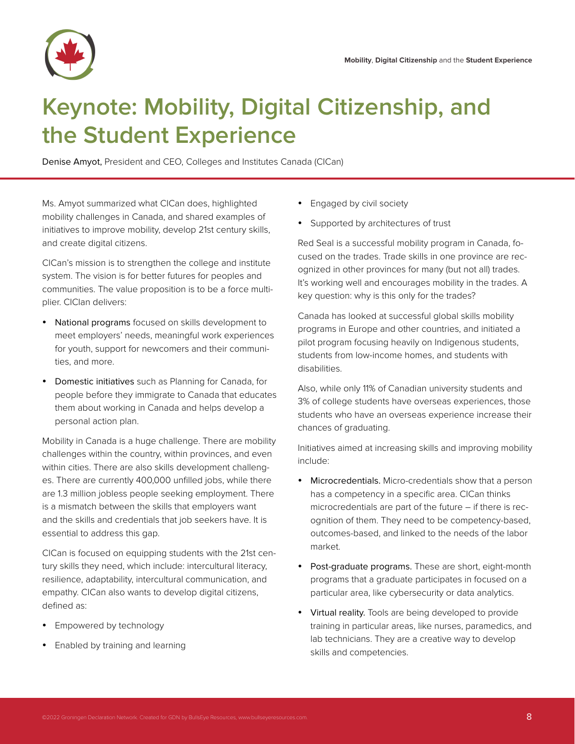# Keynote: Mobility, Digital Citizenship, and the Student Experience

Denise Amyot, President and CEO, Colleges and Institutes Canada (CICan)

Ms. Amyot summarized what CICan does, highlighted mobility challenges in Canada, and shared examples of initiatives to improve mobility, develop 21st century skills, and create digital citizens.

CICan's mission is to strengthen the college and institute system. The vision is for better futures for peoples and communities. The value proposition is to be a force multiplier. CIClan delivers:

- National programs focused on skills development to meet employers' needs, meaningful work experiences for youth, support for newcomers and their communities, and more.
- Domestic initiatives such as Planning for Canada, for people before they immigrate to Canada that educates them about working in Canada and helps develop a personal action plan.

Mobility in Canada is a huge challenge. There are mobility challenges within the country, within provinces, and even within cities. There are also skills development challenges. There are currently 400,000 unfilled jobs, while there are 1.3 million jobless people seeking employment. There is a mismatch between the skills that employers want and the skills and credentials that job seekers have. It is essential to address this gap.

CICan is focused on equipping students with the 21st century skills they need, which include: intercultural literacy, resilience, adaptability, intercultural communication, and empathy. CICan also wants to develop digital citizens, defined as:

- Empowered by technology
- Enabled by training and learning
- Engaged by civil society
- Supported by architectures of trust

Red Seal is a successful mobility program in Canada, focused on the trades. Trade skills in one province are recognized in other provinces for many (but not all) trades. It's working well and encourages mobility in the trades. A key question: why is this only for the trades?

Canada has looked at successful global skills mobility programs in Europe and other countries, and initiated a pilot program focusing heavily on Indigenous students, students from low-income homes, and students with disabilities.

Also, while only 11% of Canadian university students and 3% of college students have overseas experiences, those students who have an overseas experience increase their chances of graduating.

Initiatives aimed at increasing skills and improving mobility include:

- Microcredentials. Micro-credentials show that a person has a competency in a specific area. CICan thinks microcredentials are part of the future – if there is recognition of them. They need to be competency-based, outcomes-based, and linked to the needs of the labor market.
- Post-graduate programs. These are short, eight-month programs that a graduate participates in focused on a particular area, like cybersecurity or data analytics.
- Virtual reality. Tools are being developed to provide training in particular areas, like nurses, paramedics, and lab technicians. They are a creative way to develop skills and competencies.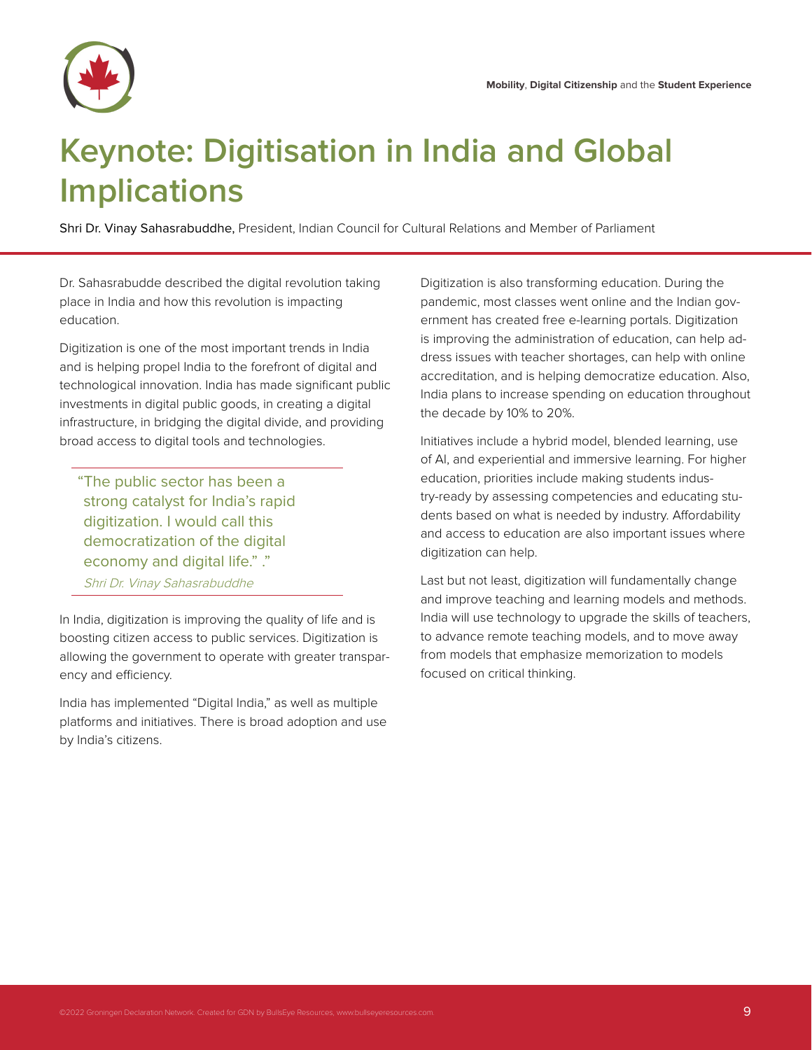# Keynote: Digitisation in India and Global Implications

Shri Dr. Vinay Sahasrabuddhe, President, Indian Council for Cultural Relations and Member of Parliament

Dr. Sahasrabudde described the digital revolution taking place in India and how this revolution is impacting education.

Digitization is one of the most important trends in India and is helping propel India to the forefront of digital and technological innovation. India has made significant public investments in digital public goods, in creating a digital infrastructure, in bridging the digital divide, and providing broad access to digital tools and technologies.

> "The public sector has been a strong catalyst for India's rapid digitization. I would call this democratization of the digital economy and digital life." ."
>
> *Shri Dr. Vinay Sahasrabuddhe*

In India, digitization is improving the quality of life and is boosting citizen access to public services. Digitization is allowing the government to operate with greater transparency and efficiency.

India has implemented "Digital India," as well as multiple platforms and initiatives. There is broad adoption and use by India's citizens.

Digitization is also transforming education. During the pandemic, most classes went online and the Indian government has created free e-learning portals. Digitization is improving the administration of education, can help address issues with teacher shortages, can help with online accreditation, and is helping democratize education. Also, India plans to increase spending on education throughout the decade by 10% to 20%.

Initiatives include a hybrid model, blended learning, use of AI, and experiential and immersive learning. For higher education, priorities include making students industry-ready by assessing competencies and educating students based on what is needed by industry. Affordability and access to education are also important issues where digitization can help.

Last but not least, digitization will fundamentally change and improve teaching and learning models and methods. India will use technology to upgrade the skills of teachers, to advance remote teaching models, and to move away from models that emphasize memorization to models focused on critical thinking.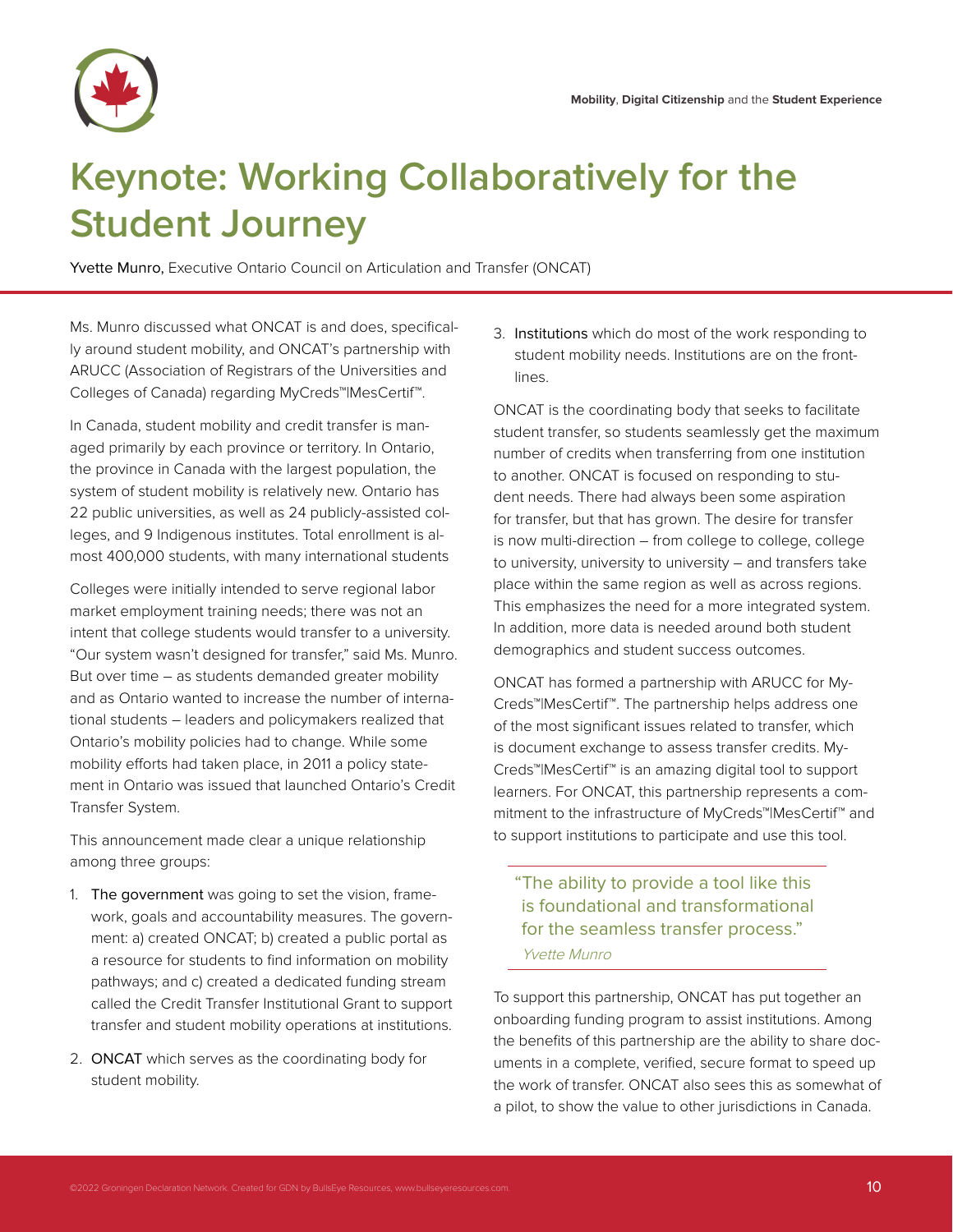# Keynote: Working Collaboratively for the Student Journey

Yvette Munro, Executive Ontario Council on Articulation and Transfer (ONCAT)

Ms. Munro discussed what ONCAT is and does, specifically around student mobility, and ONCAT's partnership with ARUCC (Association of Registrars of the Universities and Colleges of Canada) regarding MyCreds™|MesCertif™.

In Canada, student mobility and credit transfer is managed primarily by each province or territory. In Ontario, the province in Canada with the largest population, the system of student mobility is relatively new. Ontario has 22 public universities, as well as 24 publicly-assisted colleges, and 9 Indigenous institutes. Total enrollment is almost 400,000 students, with many international students

Colleges were initially intended to serve regional labor market employment training needs; there was not an intent that college students would transfer to a university. "Our system wasn't designed for transfer," said Ms. Munro. But over time – as students demanded greater mobility and as Ontario wanted to increase the number of international students – leaders and policymakers realized that Ontario's mobility policies had to change. While some mobility efforts had taken place, in 2011 a policy statement in Ontario was issued that launched Ontario's Credit Transfer System.

This announcement made clear a unique relationship among three groups:

1. The government was going to set the vision, framework, goals and accountability measures. The government: a) created ONCAT; b) created a public portal as a resource for students to find information on mobility pathways; and c) created a dedicated funding stream called the Credit Transfer Institutional Grant to support transfer and student mobility operations at institutions.
2. ONCAT which serves as the coordinating body for student mobility.
3. Institutions which do most of the work responding to student mobility needs. Institutions are on the frontlines.

ONCAT is the coordinating body that seeks to facilitate student transfer, so students seamlessly get the maximum number of credits when transferring from one institution to another. ONCAT is focused on responding to student needs. There had always been some aspiration for transfer, but that has grown. The desire for transfer is now multi-direction – from college to college, college to university, university to university – and transfers take place within the same region as well as across regions. This emphasizes the need for a more integrated system. In addition, more data is needed around both student demographics and student success outcomes.

ONCAT has formed a partnership with ARUCC for MyCreds™|MesCertif™. The partnership helps address one of the most significant issues related to transfer, which is document exchange to assess transfer credits. MyCreds™|MesCertif™ is an amazing digital tool to support learners. For ONCAT, this partnership represents a commitment to the infrastructure of MyCreds™|MesCertif™ and to support institutions to participate and use this tool.

> "The ability to provide a tool like this is foundational and transformational for the seamless transfer process."
> *Yvette Munro*

To support this partnership, ONCAT has put together an onboarding funding program to assist institutions. Among the benefits of this partnership are the ability to share documents in a complete, verified, secure format to speed up the work of transfer. ONCAT also sees this as somewhat of a pilot, to show the value to other jurisdictions in Canada.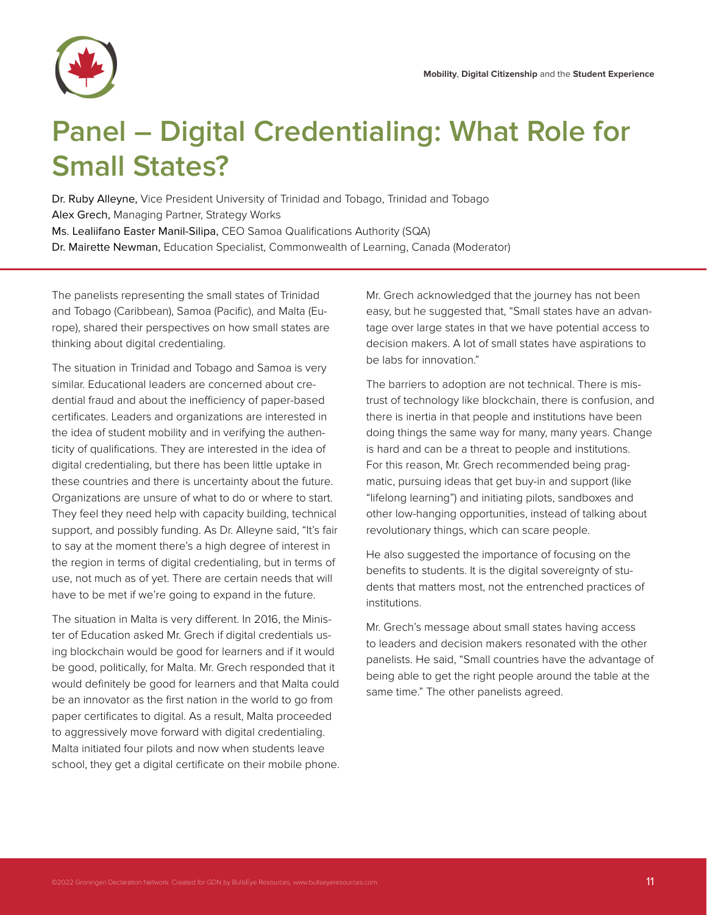# Panel – Digital Credentialing: What Role for Small States?

Dr. Ruby Alleyne, Vice President University of Trinidad and Tobago, Trinidad and Tobago
Alex Grech, Managing Partner, Strategy Works
Ms. Lealiifano Easter Manil-Silipa, CEO Samoa Qualifications Authority (SQA)
Dr. Mairette Newman, Education Specialist, Commonwealth of Learning, Canada (Moderator)

The panelists representing the small states of Trinidad and Tobago (Caribbean), Samoa (Pacific), and Malta (Europe), shared their perspectives on how small states are thinking about digital credentialing.

The situation in Trinidad and Tobago and Samoa is very similar. Educational leaders are concerned about credential fraud and about the inefficiency of paper-based certificates. Leaders and organizations are interested in the idea of student mobility and in verifying the authenticity of qualifications. They are interested in the idea of digital credentialing, but there has been little uptake in these countries and there is uncertainty about the future. Organizations are unsure of what to do or where to start. They feel they need help with capacity building, technical support, and possibly funding. As Dr. Alleyne said, "It's fair to say at the moment there's a high degree of interest in the region in terms of digital credentialing, but in terms of use, not much as of yet. There are certain needs that will have to be met if we're going to expand in the future.

The situation in Malta is very different. In 2016, the Minister of Education asked Mr. Grech if digital credentials using blockchain would be good for learners and if it would be good, politically, for Malta. Mr. Grech responded that it would definitely be good for learners and that Malta could be an innovator as the first nation in the world to go from paper certificates to digital. As a result, Malta proceeded to aggressively move forward with digital credentialing. Malta initiated four pilots and now when students leave school, they get a digital certificate on their mobile phone.

Mr. Grech acknowledged that the journey has not been easy, but he suggested that, "Small states have an advantage over large states in that we have potential access to decision makers. A lot of small states have aspirations to be labs for innovation."

The barriers to adoption are not technical. There is mistrust of technology like blockchain, there is confusion, and there is inertia in that people and institutions have been doing things the same way for many, many years. Change is hard and can be a threat to people and institutions. For this reason, Mr. Grech recommended being pragmatic, pursuing ideas that get buy-in and support (like "lifelong learning") and initiating pilots, sandboxes and other low-hanging opportunities, instead of talking about revolutionary things, which can scare people.

He also suggested the importance of focusing on the benefits to students. It is the digital sovereignty of students that matters most, not the entrenched practices of institutions.

Mr. Grech's message about small states having access to leaders and decision makers resonated with the other panelists. He said, "Small countries have the advantage of being able to get the right people around the table at the same time." The other panelists agreed.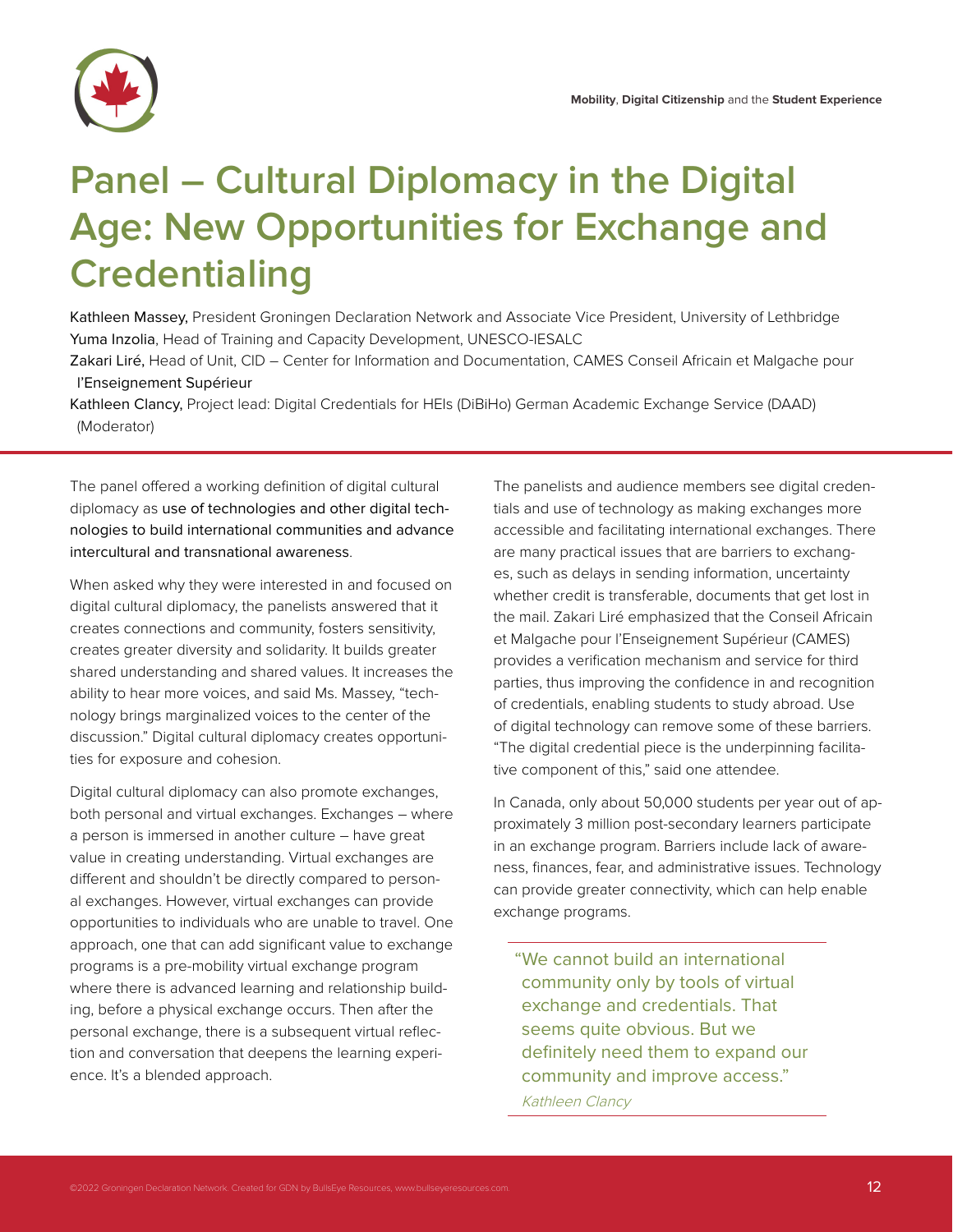# Panel – Cultural Diplomacy in the Digital Age: New Opportunities for Exchange and Credentialing

Kathleen Massey, President Groningen Declaration Network and Associate Vice President, University of Lethbridge
Yuma Inzolia, Head of Training and Capacity Development, UNESCO-IESALC
Zakari Liré, Head of Unit, CID – Center for Information and Documentation, CAMES Conseil Africain et Malgache pour l'Enseignement Supérieur
Kathleen Clancy, Project lead: Digital Credentials for HEIs (DiBiHo) German Academic Exchange Service (DAAD) (Moderator)

The panel offered a working definition of digital cultural diplomacy as use of technologies and other digital technologies to build international communities and advance intercultural and transnational awareness.

When asked why they were interested in and focused on digital cultural diplomacy, the panelists answered that it creates connections and community, fosters sensitivity, creates greater diversity and solidarity. It builds greater shared understanding and shared values. It increases the ability to hear more voices, and said Ms. Massey, "technology brings marginalized voices to the center of the discussion." Digital cultural diplomacy creates opportunities for exposure and cohesion.

Digital cultural diplomacy can also promote exchanges, both personal and virtual exchanges. Exchanges – where a person is immersed in another culture – have great value in creating understanding. Virtual exchanges are different and shouldn't be directly compared to personal exchanges. However, virtual exchanges can provide opportunities to individuals who are unable to travel. One approach, one that can add significant value to exchange programs is a pre-mobility virtual exchange program where there is advanced learning and relationship building, before a physical exchange occurs. Then after the personal exchange, there is a subsequent virtual reflection and conversation that deepens the learning experience. It's a blended approach.

The panelists and audience members see digital credentials and use of technology as making exchanges more accessible and facilitating international exchanges. There are many practical issues that are barriers to exchanges, such as delays in sending information, uncertainty whether credit is transferable, documents that get lost in the mail. Zakari Liré emphasized that the Conseil Africain et Malgache pour l'Enseignement Supérieur (CAMES) provides a verification mechanism and service for third parties, thus improving the confidence in and recognition of credentials, enabling students to study abroad. Use of digital technology can remove some of these barriers. "The digital credential piece is the underpinning facilitative component of this," said one attendee.

In Canada, only about 50,000 students per year out of approximately 3 million post-secondary learners participate in an exchange program. Barriers include lack of awareness, finances, fear, and administrative issues. Technology can provide greater connectivity, which can help enable exchange programs.

> "We cannot build an international community only by tools of virtual exchange and credentials. That seems quite obvious. But we definitely need them to expand our community and improve access."
>
> *Kathleen Clancy*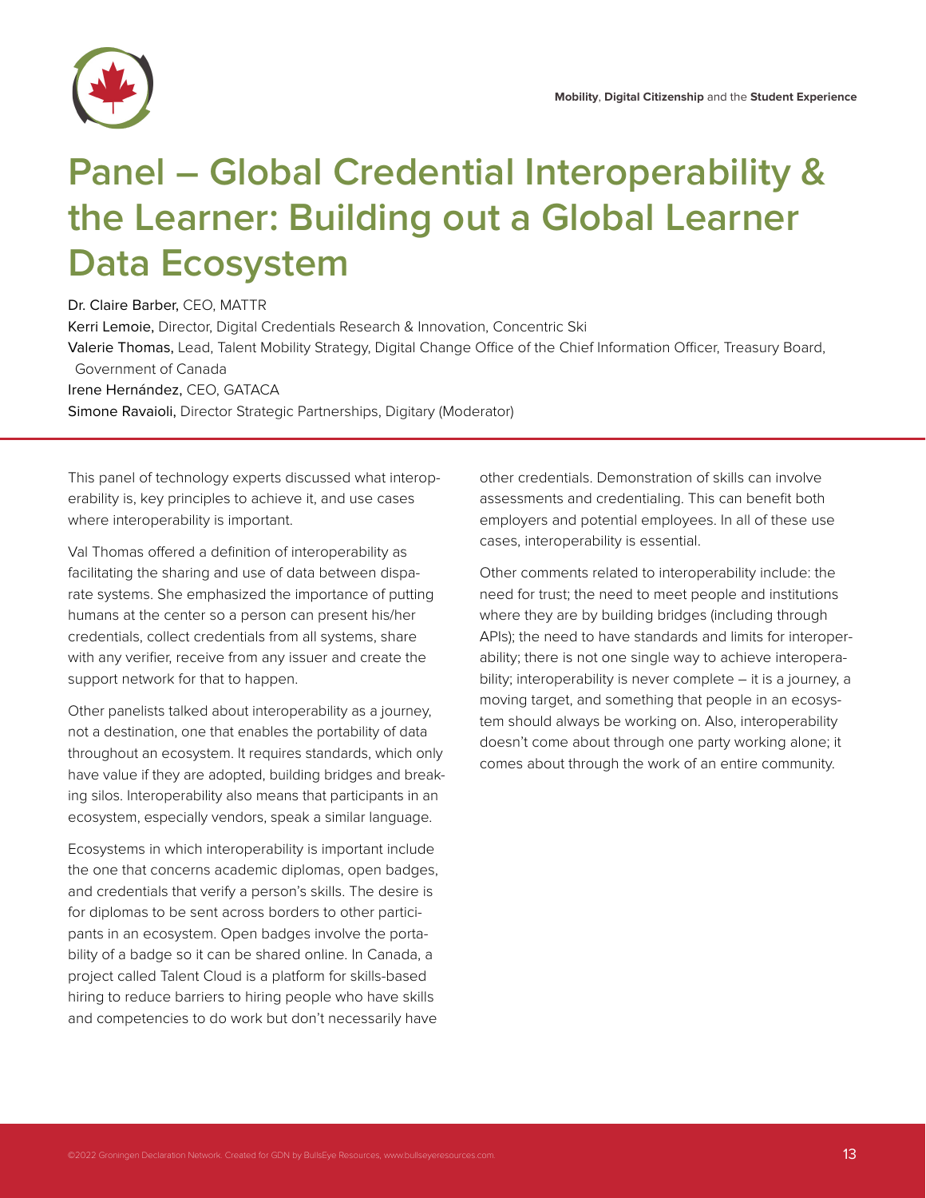# Panel – Global Credential Interoperability & the Learner: Building out a Global Learner Data Ecosystem

Dr. Claire Barber, CEO, MATTR
Kerri Lemoie, Director, Digital Credentials Research & Innovation, Concentric Ski
Valerie Thomas, Lead, Talent Mobility Strategy, Digital Change Office of the Chief Information Officer, Treasury Board, Government of Canada
Irene Hernández, CEO, GATACA
Simone Ravaioli, Director Strategic Partnerships, Digitary (Moderator)

This panel of technology experts discussed what interoperability is, key principles to achieve it, and use cases where interoperability is important.

Val Thomas offered a definition of interoperability as facilitating the sharing and use of data between disparate systems. She emphasized the importance of putting humans at the center so a person can present his/her credentials, collect credentials from all systems, share with any verifier, receive from any issuer and create the support network for that to happen.

Other panelists talked about interoperability as a journey, not a destination, one that enables the portability of data throughout an ecosystem. It requires standards, which only have value if they are adopted, building bridges and breaking silos. Interoperability also means that participants in an ecosystem, especially vendors, speak a similar language.

Ecosystems in which interoperability is important include the one that concerns academic diplomas, open badges, and credentials that verify a person's skills. The desire is for diplomas to be sent across borders to other participants in an ecosystem. Open badges involve the portability of a badge so it can be shared online. In Canada, a project called Talent Cloud is a platform for skills-based hiring to reduce barriers to hiring people who have skills and competencies to do work but don't necessarily have other credentials. Demonstration of skills can involve assessments and credentialing. This can benefit both employers and potential employees. In all of these use cases, interoperability is essential.

Other comments related to interoperability include: the need for trust; the need to meet people and institutions where they are by building bridges (including through APIs); the need to have standards and limits for interoperability; there is not one single way to achieve interoperability; interoperability is never complete – it is a journey, a moving target, and something that people in an ecosystem should always be working on. Also, interoperability doesn't come about through one party working alone; it comes about through the work of an entire community.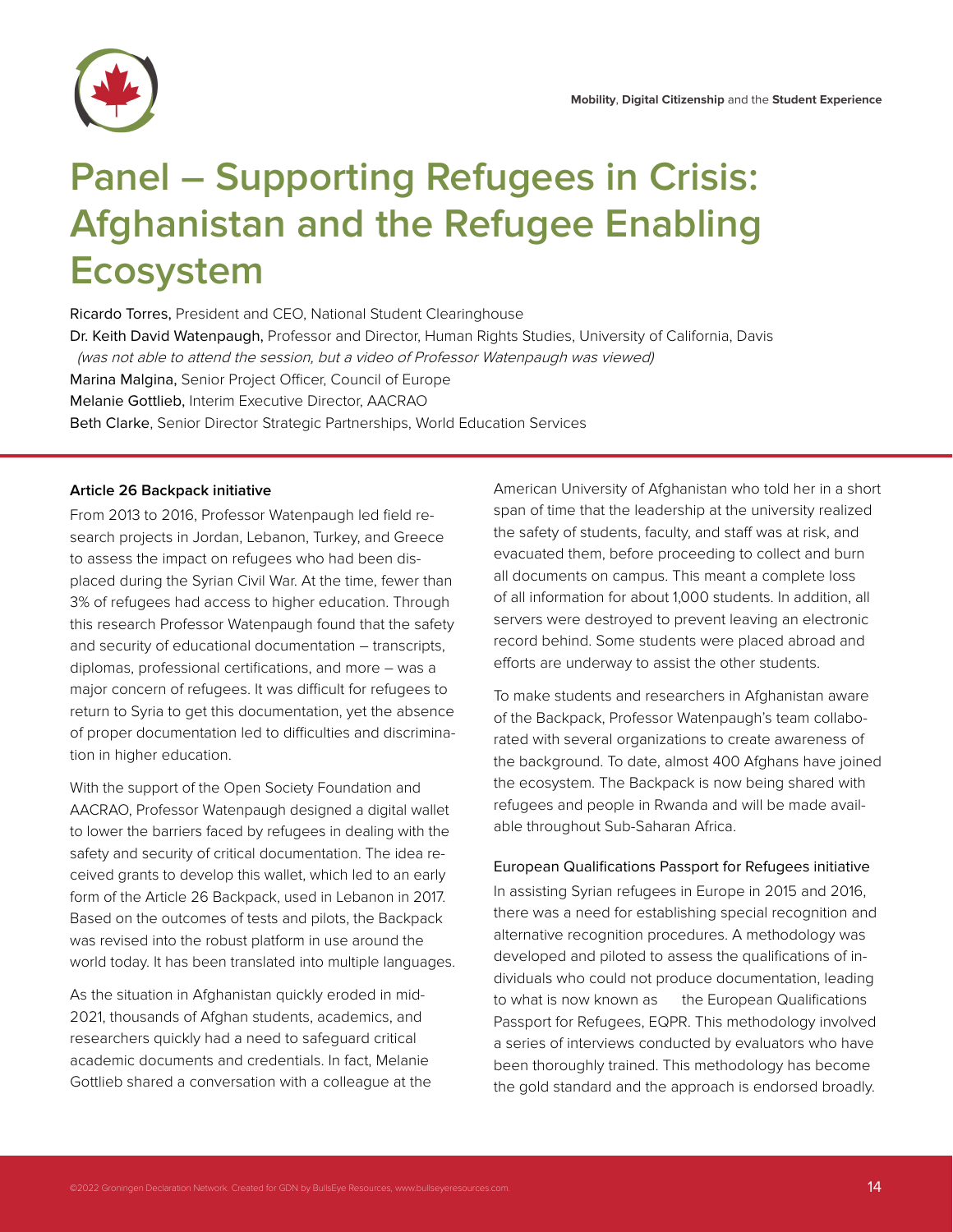# Panel – Supporting Refugees in Crisis: Afghanistan and the Refugee Enabling Ecosystem

Ricardo Torres, President and CEO, National Student Clearinghouse
Dr. Keith David Watenpaugh, Professor and Director, Human Rights Studies, University of California, Davis
*(was not able to attend the session, but a video of Professor Watenpaugh was viewed)*
Marina Malgina, Senior Project Officer, Council of Europe
Melanie Gottlieb, Interim Executive Director, AACRAO
Beth Clarke, Senior Director Strategic Partnerships, World Education Services

**Article 26 Backpack initiative**

From 2013 to 2016, Professor Watenpaugh led field research projects in Jordan, Lebanon, Turkey, and Greece to assess the impact on refugees who had been displaced during the Syrian Civil War. At the time, fewer than 3% of refugees had access to higher education. Through this research Professor Watenpaugh found that the safety and security of educational documentation – transcripts, diplomas, professional certifications, and more – was a major concern of refugees. It was difficult for refugees to return to Syria to get this documentation, yet the absence of proper documentation led to difficulties and discrimination in higher education.

With the support of the Open Society Foundation and AACRAO, Professor Watenpaugh designed a digital wallet to lower the barriers faced by refugees in dealing with the safety and security of critical documentation. The idea received grants to develop this wallet, which led to an early form of the Article 26 Backpack, used in Lebanon in 2017. Based on the outcomes of tests and pilots, the Backpack was revised into the robust platform in use around the world today. It has been translated into multiple languages.

As the situation in Afghanistan quickly eroded in mid-2021, thousands of Afghan students, academics, and researchers quickly had a need to safeguard critical academic documents and credentials. In fact, Melanie Gottlieb shared a conversation with a colleague at the American University of Afghanistan who told her in a short span of time that the leadership at the university realized the safety of students, faculty, and staff was at risk, and evacuated them, before proceeding to collect and burn all documents on campus. This meant a complete loss of all information for about 1,000 students. In addition, all servers were destroyed to prevent leaving an electronic record behind. Some students were placed abroad and efforts are underway to assist the other students.

To make students and researchers in Afghanistan aware of the Backpack, Professor Watenpaugh's team collaborated with several organizations to create awareness of the background. To date, almost 400 Afghans have joined the ecosystem. The Backpack is now being shared with refugees and people in Rwanda and will be made available throughout Sub-Saharan Africa.

European Qualifications Passport for Refugees initiative

In assisting Syrian refugees in Europe in 2015 and 2016, there was a need for establishing special recognition and alternative recognition procedures. A methodology was developed and piloted to assess the qualifications of individuals who could not produce documentation, leading to what is now known as the European Qualifications Passport for Refugees, EQPR. This methodology involved a series of interviews conducted by evaluators who have been thoroughly trained. This methodology has become the gold standard and the approach is endorsed broadly.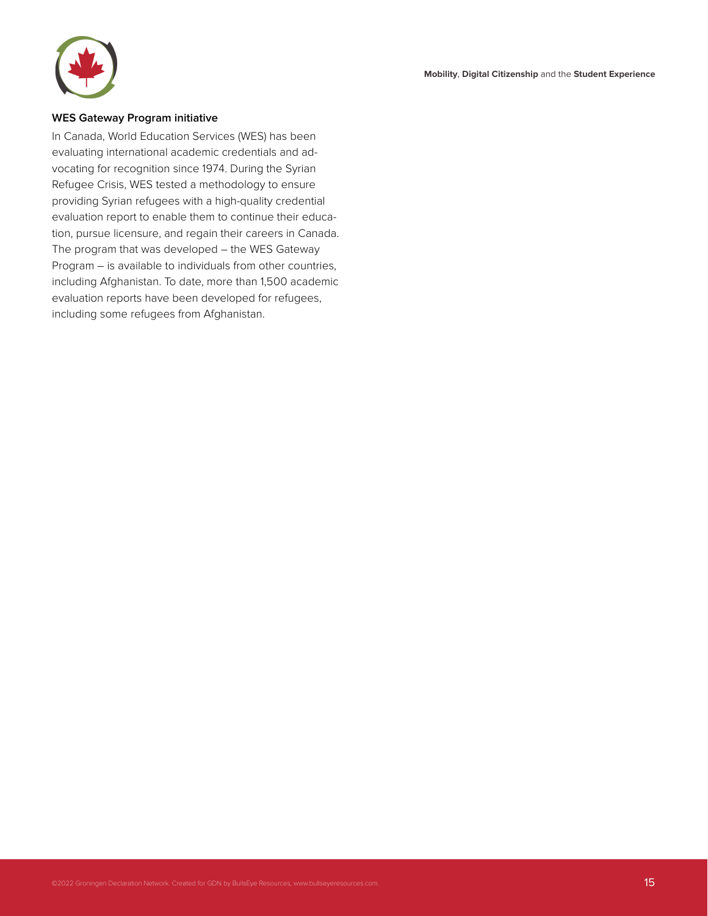### WES Gateway Program initiative

In Canada, World Education Services (WES) has been evaluating international academic credentials and advocating for recognition since 1974. During the Syrian Refugee Crisis, WES tested a methodology to ensure providing Syrian refugees with a high-quality credential evaluation report to enable them to continue their education, pursue licensure, and regain their careers in Canada. The program that was developed – the WES Gateway Program – is available to individuals from other countries, including Afghanistan. To date, more than 1,500 academic evaluation reports have been developed for refugees, including some refugees from Afghanistan.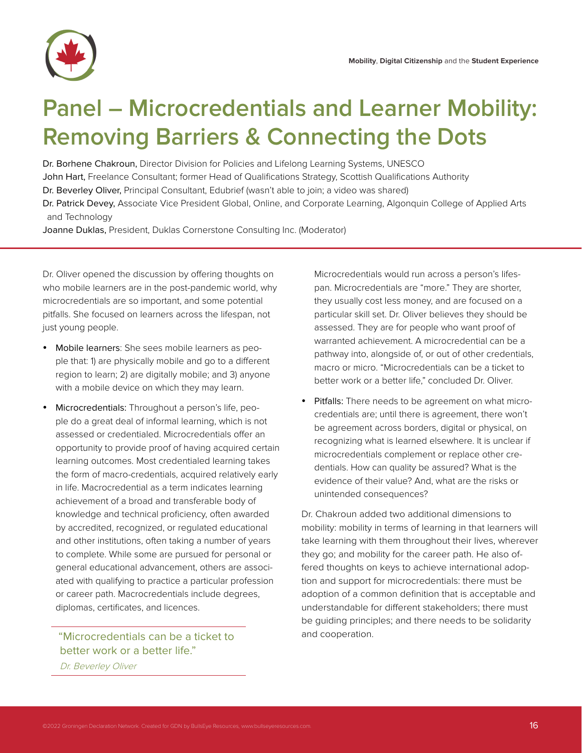# Panel – Microcredentials and Learner Mobility: Removing Barriers & Connecting the Dots

Dr. Borhene Chakroun, Director Division for Policies and Lifelong Learning Systems, UNESCO
John Hart, Freelance Consultant; former Head of Qualifications Strategy, Scottish Qualifications Authority
Dr. Beverley Oliver, Principal Consultant, Edubrief (wasn't able to join; a video was shared)
Dr. Patrick Devey, Associate Vice President Global, Online, and Corporate Learning, Algonquin College of Applied Arts and Technology
Joanne Duklas, President, Duklas Cornerstone Consulting Inc. (Moderator)

Dr. Oliver opened the discussion by offering thoughts on who mobile learners are in the post-pandemic world, why microcredentials are so important, and some potential pitfalls. She focused on learners across the lifespan, not just young people.

- Mobile learners: She sees mobile learners as people that: 1) are physically mobile and go to a different region to learn; 2) are digitally mobile; and 3) anyone with a mobile device on which they may learn.
- Microcredentials: Throughout a person's life, people do a great deal of informal learning, which is not assessed or credentialed. Microcredentials offer an opportunity to provide proof of having acquired certain learning outcomes. Most credentialed learning takes the form of macro-credentials, acquired relatively early in life. Macrocredential as a term indicates learning achievement of a broad and transferable body of knowledge and technical proficiency, often awarded by accredited, recognized, or regulated educational and other institutions, often taking a number of years to complete. While some are pursued for personal or general educational advancement, others are associated with qualifying to practice a particular profession or career path. Macrocredentials include degrees, diplomas, certificates, and licences.

  Microcredentials would run across a person's lifespan. Microcredentials are "more." They are shorter, they usually cost less money, and are focused on a particular skill set. Dr. Oliver believes they should be assessed. They are for people who want proof of warranted achievement. A microcredential can be a pathway into, alongside of, or out of other credentials, macro or micro. "Microcredentials can be a ticket to better work or a better life," concluded Dr. Oliver.
- Pitfalls: There needs to be agreement on what microcredentials are; until there is agreement, there won't be agreement across borders, digital or physical, on recognizing what is learned elsewhere. It is unclear if microcredentials complement or replace other credentials. How can quality be assured? What is the evidence of their value? And, what are the risks or unintended consequences?

> "Microcredentials can be a ticket to better work or a better life."
> *Dr. Beverley Oliver*

Dr. Chakroun added two additional dimensions to mobility: mobility in terms of learning in that learners will take learning with them throughout their lives, wherever they go; and mobility for the career path. He also offered thoughts on keys to achieve international adoption and support for microcredentials: there must be adoption of a common definition that is acceptable and understandable for different stakeholders; there must be guiding principles; and there needs to be solidarity and cooperation.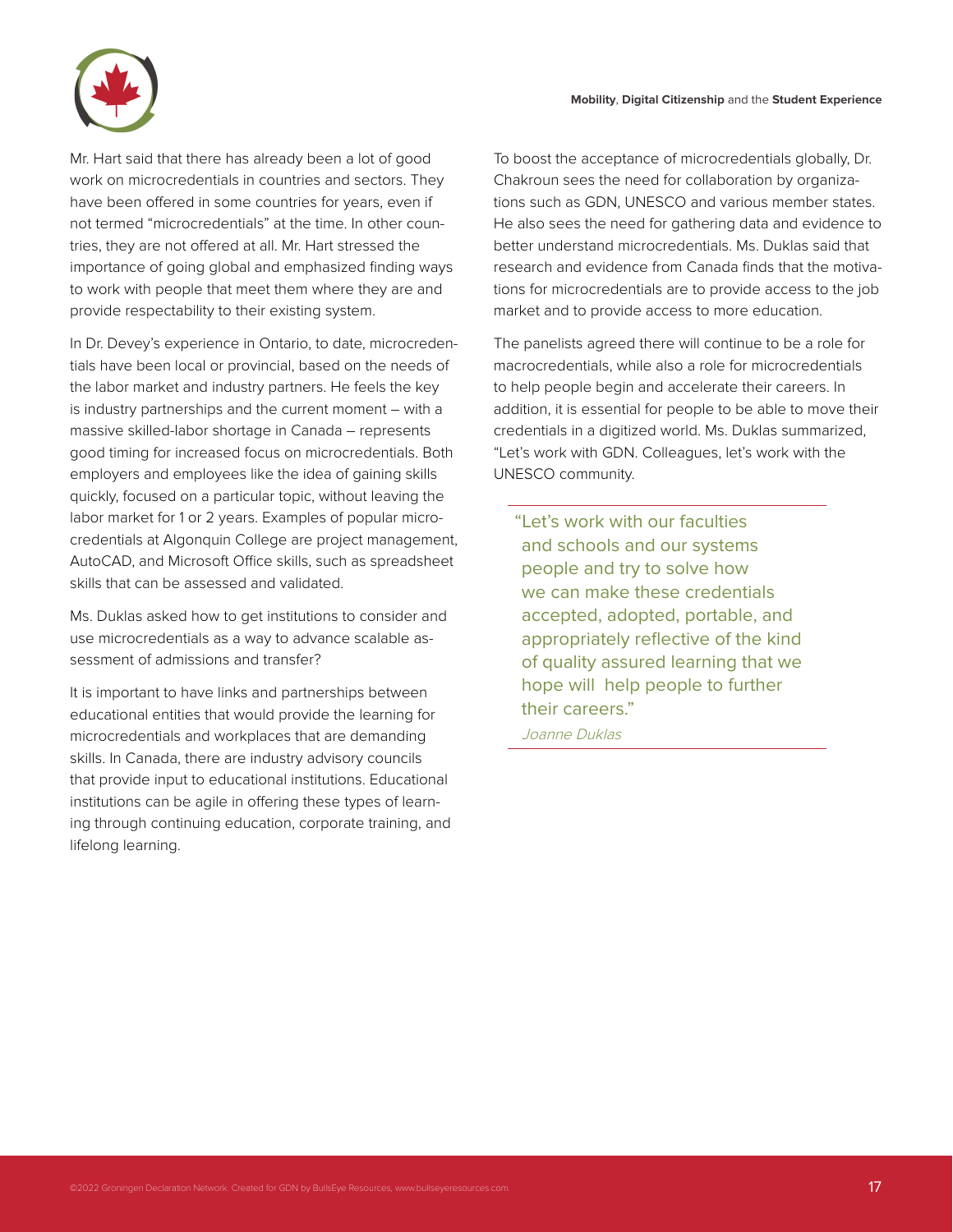Mr. Hart said that there has already been a lot of good work on microcredentials in countries and sectors. They have been offered in some countries for years, even if not termed "microcredentials" at the time. In other countries, they are not offered at all. Mr. Hart stressed the importance of going global and emphasized finding ways to work with people that meet them where they are and provide respectability to their existing system.

In Dr. Devey's experience in Ontario, to date, microcredentials have been local or provincial, based on the needs of the labor market and industry partners. He feels the key is industry partnerships and the current moment – with a massive skilled-labor shortage in Canada – represents good timing for increased focus on microcredentials. Both employers and employees like the idea of gaining skills quickly, focused on a particular topic, without leaving the labor market for 1 or 2 years. Examples of popular microcredentials at Algonquin College are project management, AutoCAD, and Microsoft Office skills, such as spreadsheet skills that can be assessed and validated.

Ms. Duklas asked how to get institutions to consider and use microcredentials as a way to advance scalable assessment of admissions and transfer?

It is important to have links and partnerships between educational entities that would provide the learning for microcredentials and workplaces that are demanding skills. In Canada, there are industry advisory councils that provide input to educational institutions. Educational institutions can be agile in offering these types of learning through continuing education, corporate training, and lifelong learning.

To boost the acceptance of microcredentials globally, Dr. Chakroun sees the need for collaboration by organizations such as GDN, UNESCO and various member states. He also sees the need for gathering data and evidence to better understand microcredentials. Ms. Duklas said that research and evidence from Canada finds that the motivations for microcredentials are to provide access to the job market and to provide access to more education.

The panelists agreed there will continue to be a role for macrocredentials, while also a role for microcredentials to help people begin and accelerate their careers. In addition, it is essential for people to be able to move their credentials in a digitized world. Ms. Duklas summarized, "Let's work with GDN. Colleagues, let's work with the UNESCO community.

> "Let's work with our faculties and schools and our systems people and try to solve how we can make these credentials accepted, adopted, portable, and appropriately reflective of the kind of quality assured learning that we hope will help people to further their careers."
>
> *Joanne Duklas*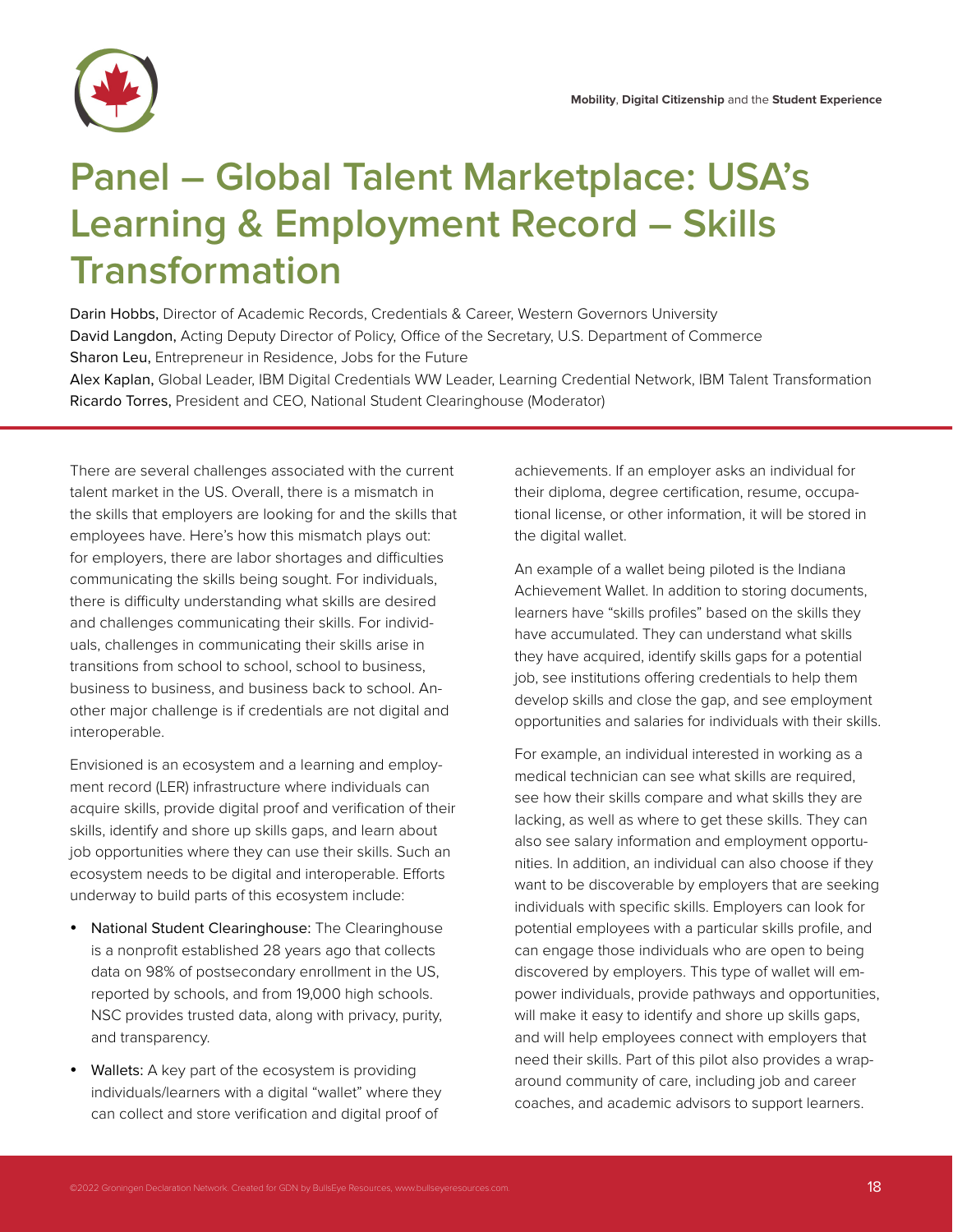# Panel – Global Talent Marketplace: USA's Learning & Employment Record – Skills Transformation

Darin Hobbs, Director of Academic Records, Credentials & Career, Western Governors University
David Langdon, Acting Deputy Director of Policy, Office of the Secretary, U.S. Department of Commerce
Sharon Leu, Entrepreneur in Residence, Jobs for the Future
Alex Kaplan, Global Leader, IBM Digital Credentials WW Leader, Learning Credential Network, IBM Talent Transformation
Ricardo Torres, President and CEO, National Student Clearinghouse (Moderator)

There are several challenges associated with the current talent market in the US. Overall, there is a mismatch in the skills that employers are looking for and the skills that employees have. Here's how this mismatch plays out: for employers, there are labor shortages and difficulties communicating the skills being sought. For individuals, there is difficulty understanding what skills are desired and challenges communicating their skills. For individuals, challenges in communicating their skills arise in transitions from school to school, school to business, business to business, and business back to school. Another major challenge is if credentials are not digital and interoperable.

Envisioned is an ecosystem and a learning and employment record (LER) infrastructure where individuals can acquire skills, provide digital proof and verification of their skills, identify and shore up skills gaps, and learn about job opportunities where they can use their skills. Such an ecosystem needs to be digital and interoperable. Efforts underway to build parts of this ecosystem include:

- National Student Clearinghouse: The Clearinghouse is a nonprofit established 28 years ago that collects data on 98% of postsecondary enrollment in the US, reported by schools, and from 19,000 high schools. NSC provides trusted data, along with privacy, purity, and transparency.
- Wallets: A key part of the ecosystem is providing individuals/learners with a digital "wallet" where they can collect and store verification and digital proof of achievements. If an employer asks an individual for their diploma, degree certification, resume, occupational license, or other information, it will be stored in the digital wallet.

An example of a wallet being piloted is the Indiana Achievement Wallet. In addition to storing documents, learners have "skills profiles" based on the skills they have accumulated. They can understand what skills they have acquired, identify skills gaps for a potential job, see institutions offering credentials to help them develop skills and close the gap, and see employment opportunities and salaries for individuals with their skills.

For example, an individual interested in working as a medical technician can see what skills are required, see how their skills compare and what skills they are lacking, as well as where to get these skills. They can also see salary information and employment opportunities. In addition, an individual can also choose if they want to be discoverable by employers that are seeking individuals with specific skills. Employers can look for potential employees with a particular skills profile, and can engage those individuals who are open to being discovered by employers. This type of wallet will empower individuals, provide pathways and opportunities, will make it easy to identify and shore up skills gaps, and will help employees connect with employers that need their skills. Part of this pilot also provides a wrap-around community of care, including job and career coaches, and academic advisors to support learners.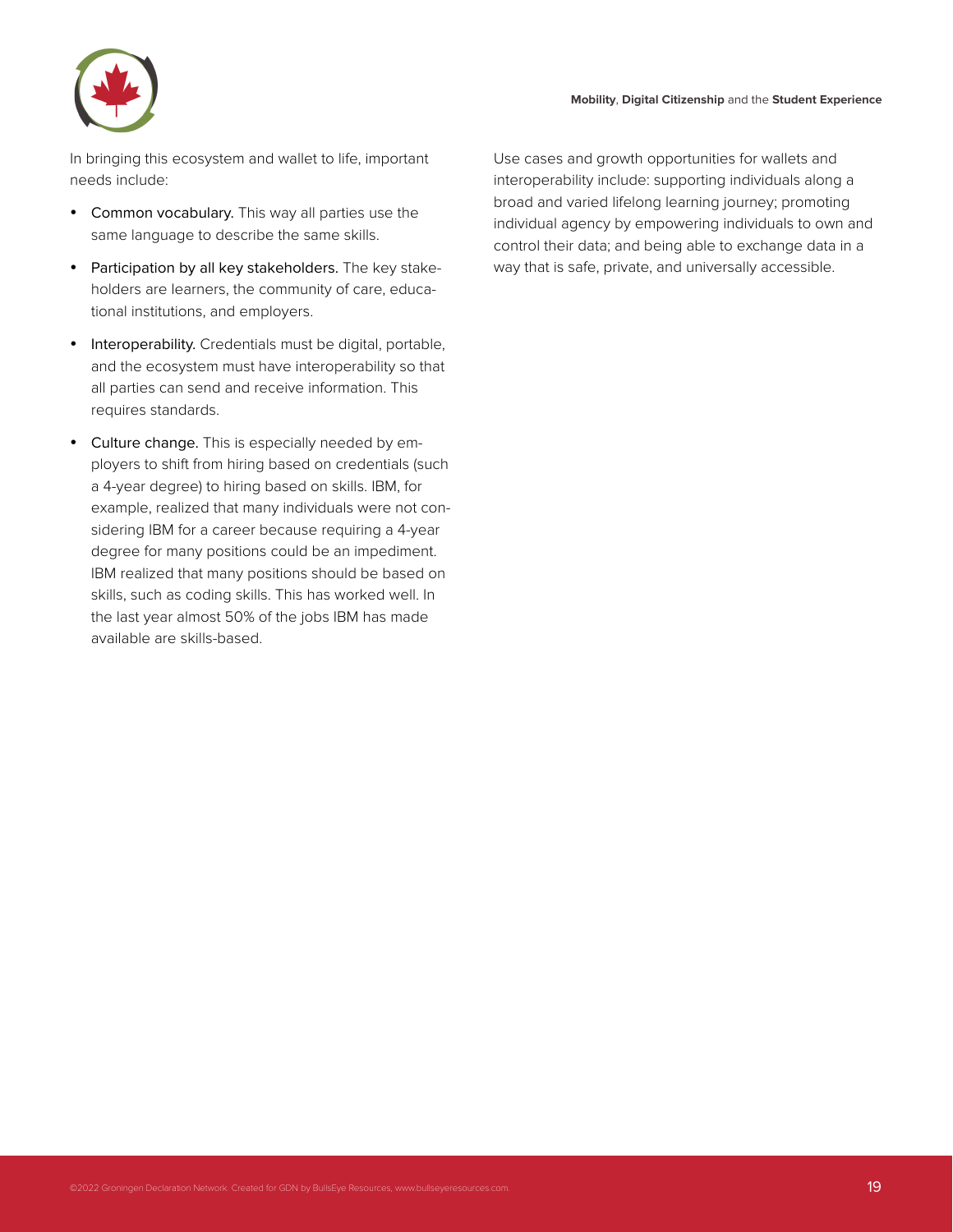In bringing this ecosystem and wallet to life, important needs include:

- Common vocabulary. This way all parties use the same language to describe the same skills.
- Participation by all key stakeholders. The key stakeholders are learners, the community of care, educational institutions, and employers.
- Interoperability. Credentials must be digital, portable, and the ecosystem must have interoperability so that all parties can send and receive information. This requires standards.
- Culture change. This is especially needed by employers to shift from hiring based on credentials (such a 4-year degree) to hiring based on skills. IBM, for example, realized that many individuals were not considering IBM for a career because requiring a 4-year degree for many positions could be an impediment. IBM realized that many positions should be based on skills, such as coding skills. This has worked well. In the last year almost 50% of the jobs IBM has made available are skills-based.

Use cases and growth opportunities for wallets and interoperability include: supporting individuals along a broad and varied lifelong learning journey; promoting individual agency by empowering individuals to own and control their data; and being able to exchange data in a way that is safe, private, and universally accessible.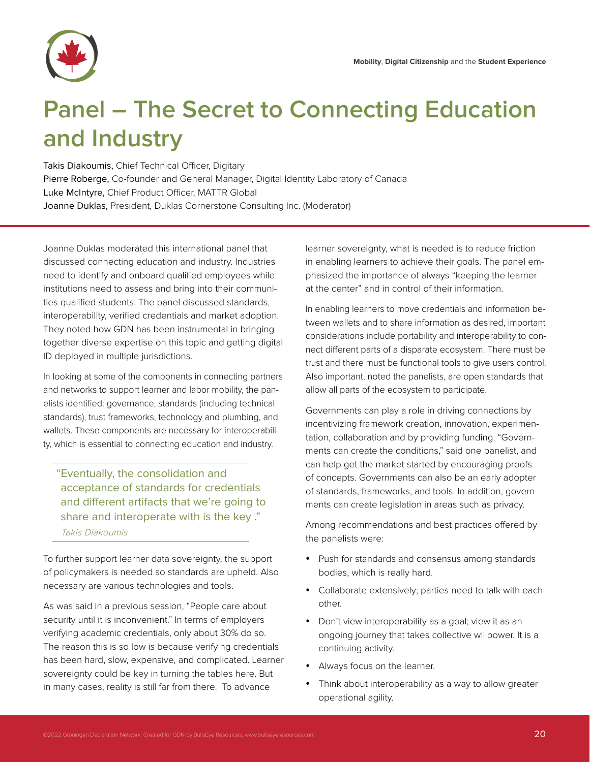# Panel – The Secret to Connecting Education and Industry

Takis Diakoumis, Chief Technical Officer, Digitary
Pierre Roberge, Co-founder and General Manager, Digital Identity Laboratory of Canada
Luke McIntyre, Chief Product Officer, MATTR Global
Joanne Duklas, President, Duklas Cornerstone Consulting Inc. (Moderator)

Joanne Duklas moderated this international panel that discussed connecting education and industry. Industries need to identify and onboard qualified employees while institutions need to assess and bring into their communities qualified students. The panel discussed standards, interoperability, verified credentials and market adoption. They noted how GDN has been instrumental in bringing together diverse expertise on this topic and getting digital ID deployed in multiple jurisdictions.

In looking at some of the components in connecting partners and networks to support learner and labor mobility, the panelists identified: governance, standards (including technical standards), trust frameworks, technology and plumbing, and wallets. These components are necessary for interoperability, which is essential to connecting education and industry.

> "Eventually, the consolidation and acceptance of standards for credentials and different artifacts that we're going to share and interoperate with is the key ."
>
> *Takis Diakoumis*

To further support learner data sovereignty, the support of policymakers is needed so standards are upheld. Also necessary are various technologies and tools.

As was said in a previous session, "People care about security until it is inconvenient." In terms of employers verifying academic credentials, only about 30% do so. The reason this is so low is because verifying credentials has been hard, slow, expensive, and complicated. Learner sovereignty could be key in turning the tables here. But in many cases, reality is still far from there. To advance learner sovereignty, what is needed is to reduce friction in enabling learners to achieve their goals. The panel emphasized the importance of always "keeping the learner at the center" and in control of their information.

In enabling learners to move credentials and information between wallets and to share information as desired, important considerations include portability and interoperability to connect different parts of a disparate ecosystem. There must be trust and there must be functional tools to give users control. Also important, noted the panelists, are open standards that allow all parts of the ecosystem to participate.

Governments can play a role in driving connections by incentivizing framework creation, innovation, experimentation, collaboration and by providing funding. "Governments can create the conditions," said one panelist, and can help get the market started by encouraging proofs of concepts. Governments can also be an early adopter of standards, frameworks, and tools. In addition, governments can create legislation in areas such as privacy.

Among recommendations and best practices offered by the panelists were:

- Push for standards and consensus among standards bodies, which is really hard.
- Collaborate extensively; parties need to talk with each other.
- Don't view interoperability as a goal; view it as an ongoing journey that takes collective willpower. It is a continuing activity.
- Always focus on the learner.
- Think about interoperability as a way to allow greater operational agility.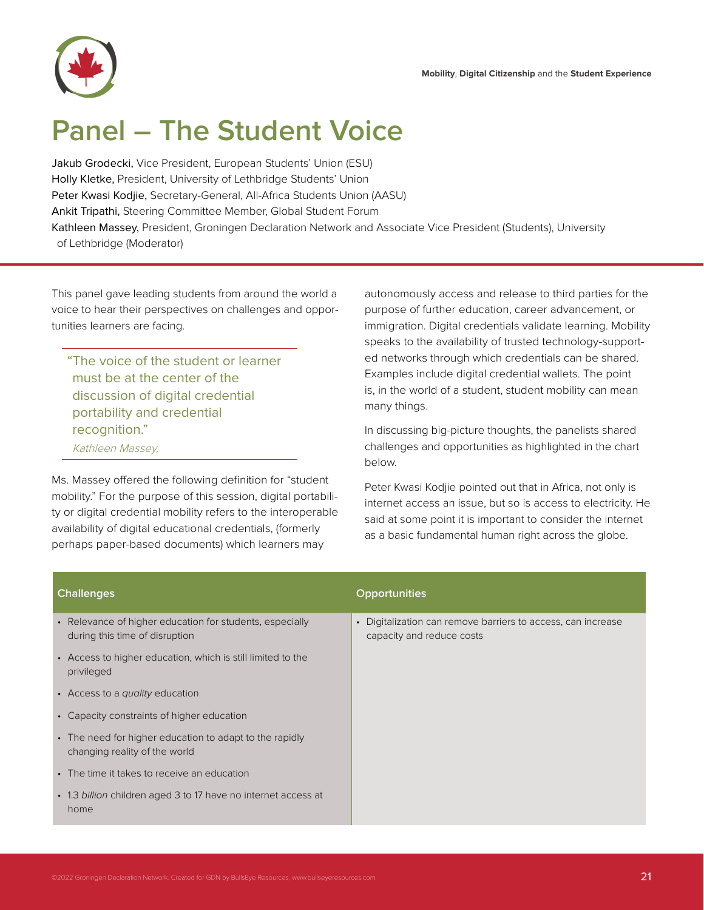# Panel – The Student Voice

Jakub Grodecki, Vice President, European Students' Union (ESU)
Holly Kletke, President, University of Lethbridge Students' Union
Peter Kwasi Kodjie, Secretary-General, All-Africa Students Union (AASU)
Ankit Tripathi, Steering Committee Member, Global Student Forum
Kathleen Massey, President, Groningen Declaration Network and Associate Vice President (Students), University of Lethbridge (Moderator)

This panel gave leading students from around the world a voice to hear their perspectives on challenges and opportunities learners are facing.

> "The voice of the student or learner must be at the center of the discussion of digital credential portability and credential recognition."
>
> *Kathleen Massey,*

Ms. Massey offered the following definition for "student mobility." For the purpose of this session, digital portability or digital credential mobility refers to the interoperable availability of digital educational credentials, (formerly perhaps paper-based documents) which learners may autonomously access and release to third parties for the purpose of further education, career advancement, or immigration. Digital credentials validate learning. Mobility speaks to the availability of trusted technology-supported networks through which credentials can be shared. Examples include digital credential wallets. The point is, in the world of a student, student mobility can mean many things.

In discussing big-picture thoughts, the panelists shared challenges and opportunities as highlighted in the chart below.

Peter Kwasi Kodjie pointed out that in Africa, not only is internet access an issue, but so is access to electricity. He said at some point it is important to consider the internet as a basic fundamental human right across the globe.

| Challenges | Opportunities |
|---|---|
| • Relevance of higher education for students, especially during this time of disruption<br>• Access to higher education, which is still limited to the privileged<br>• Access to a *quality* education<br>• Capacity constraints of higher education<br>• The need for higher education to adapt to the rapidly changing reality of the world<br>• The time it takes to receive an education<br>• 1.3 *billion* children aged 3 to 17 have no internet access at home | • Digitalization can remove barriers to access, can increase capacity and reduce costs |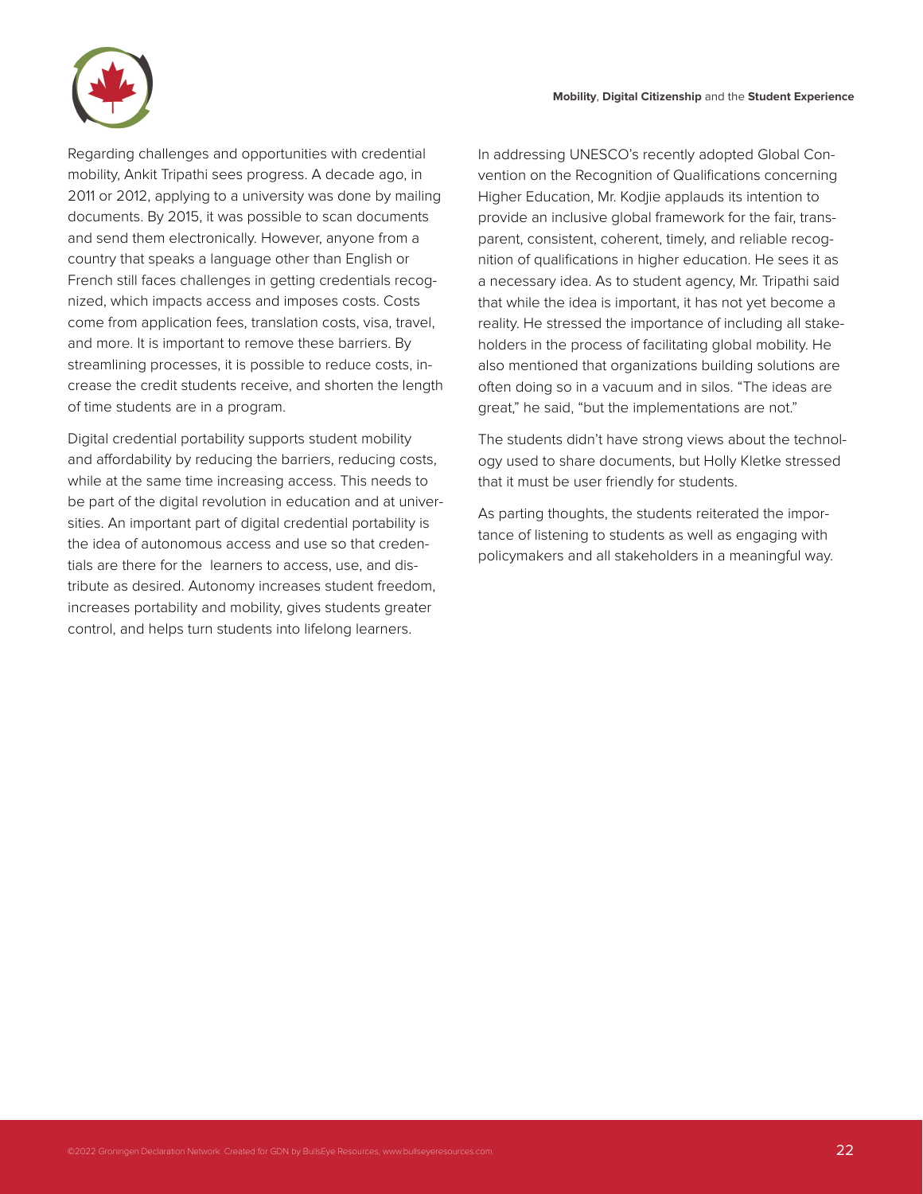Regarding challenges and opportunities with credential mobility, Ankit Tripathi sees progress. A decade ago, in 2011 or 2012, applying to a university was done by mailing documents. By 2015, it was possible to scan documents and send them electronically. However, anyone from a country that speaks a language other than English or French still faces challenges in getting credentials recognized, which impacts access and imposes costs. Costs come from application fees, translation costs, visa, travel, and more. It is important to remove these barriers. By streamlining processes, it is possible to reduce costs, increase the credit students receive, and shorten the length of time students are in a program.

Digital credential portability supports student mobility and affordability by reducing the barriers, reducing costs, while at the same time increasing access. This needs to be part of the digital revolution in education and at universities. An important part of digital credential portability is the idea of autonomous access and use so that credentials are there for the learners to access, use, and distribute as desired. Autonomy increases student freedom, increases portability and mobility, gives students greater control, and helps turn students into lifelong learners.

In addressing UNESCO's recently adopted Global Convention on the Recognition of Qualifications concerning Higher Education, Mr. Kodjie applauds its intention to provide an inclusive global framework for the fair, transparent, consistent, coherent, timely, and reliable recognition of qualifications in higher education. He sees it as a necessary idea. As to student agency, Mr. Tripathi said that while the idea is important, it has not yet become a reality. He stressed the importance of including all stakeholders in the process of facilitating global mobility. He also mentioned that organizations building solutions are often doing so in a vacuum and in silos. "The ideas are great," he said, "but the implementations are not."

The students didn't have strong views about the technology used to share documents, but Holly Kletke stressed that it must be user friendly for students.

As parting thoughts, the students reiterated the importance of listening to students as well as engaging with policymakers and all stakeholders in a meaningful way.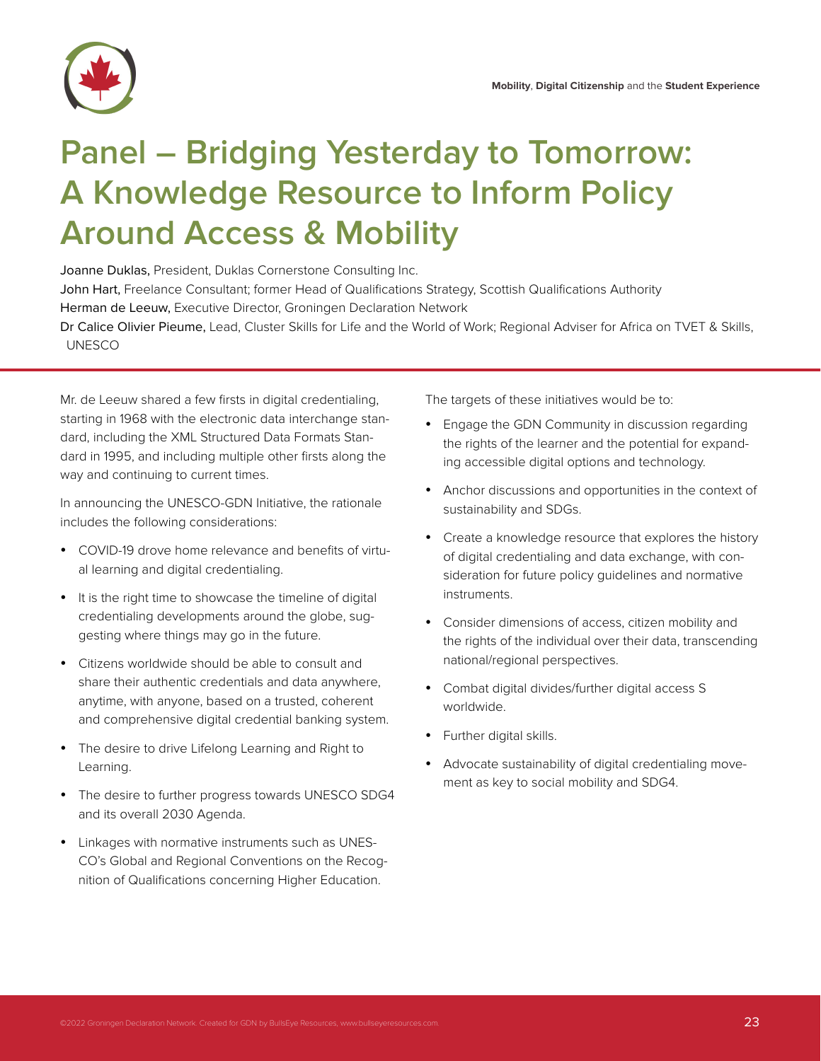# Panel – Bridging Yesterday to Tomorrow: A Knowledge Resource to Inform Policy Around Access & Mobility

Joanne Duklas, President, Duklas Cornerstone Consulting Inc.
John Hart, Freelance Consultant; former Head of Qualifications Strategy, Scottish Qualifications Authority
Herman de Leeuw, Executive Director, Groningen Declaration Network
Dr Calice Olivier Pieume, Lead, Cluster Skills for Life and the World of Work; Regional Adviser for Africa on TVET & Skills, UNESCO

Mr. de Leeuw shared a few firsts in digital credentialing, starting in 1968 with the electronic data interchange standard, including the XML Structured Data Formats Standard in 1995, and including multiple other firsts along the way and continuing to current times.

In announcing the UNESCO-GDN Initiative, the rationale includes the following considerations:

- COVID-19 drove home relevance and benefits of virtual learning and digital credentialing.
- It is the right time to showcase the timeline of digital credentialing developments around the globe, suggesting where things may go in the future.
- Citizens worldwide should be able to consult and share their authentic credentials and data anywhere, anytime, with anyone, based on a trusted, coherent and comprehensive digital credential banking system.
- The desire to drive Lifelong Learning and Right to Learning.
- The desire to further progress towards UNESCO SDG4 and its overall 2030 Agenda.
- Linkages with normative instruments such as UNESCO's Global and Regional Conventions on the Recognition of Qualifications concerning Higher Education.

The targets of these initiatives would be to:

- Engage the GDN Community in discussion regarding the rights of the learner and the potential for expanding accessible digital options and technology.
- Anchor discussions and opportunities in the context of sustainability and SDGs.
- Create a knowledge resource that explores the history of digital credentialing and data exchange, with consideration for future policy guidelines and normative instruments.
- Consider dimensions of access, citizen mobility and the rights of the individual over their data, transcending national/regional perspectives.
- Combat digital divides/further digital access S worldwide.
- Further digital skills.
- Advocate sustainability of digital credentialing movement as key to social mobility and SDG4.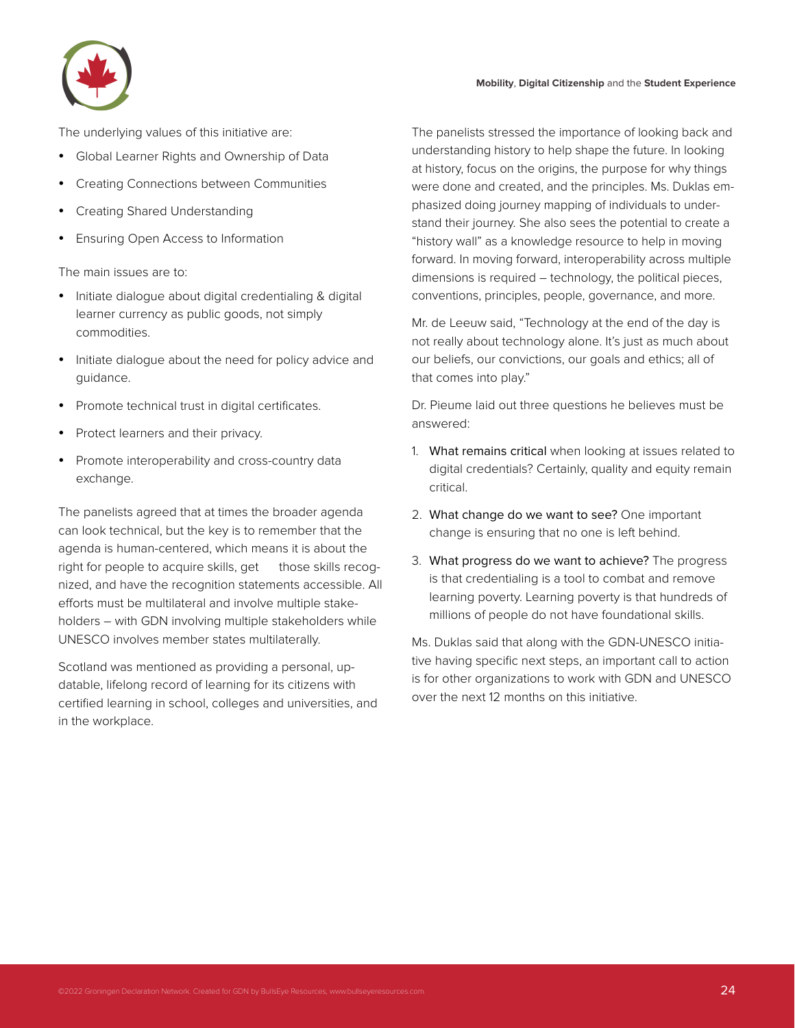The underlying values of this initiative are:

- Global Learner Rights and Ownership of Data
- Creating Connections between Communities
- Creating Shared Understanding
- Ensuring Open Access to Information

The main issues are to:

- Initiate dialogue about digital credentialing & digital learner currency as public goods, not simply commodities.
- Initiate dialogue about the need for policy advice and guidance.
- Promote technical trust in digital certificates.
- Protect learners and their privacy.
- Promote interoperability and cross-country data exchange.

The panelists agreed that at times the broader agenda can look technical, but the key is to remember that the agenda is human-centered, which means it is about the right for people to acquire skills, get those skills recognized, and have the recognition statements accessible. All efforts must be multilateral and involve multiple stakeholders – with GDN involving multiple stakeholders while UNESCO involves member states multilaterally.

Scotland was mentioned as providing a personal, updatable, lifelong record of learning for its citizens with certified learning in school, colleges and universities, and in the workplace.

The panelists stressed the importance of looking back and understanding history to help shape the future. In looking at history, focus on the origins, the purpose for why things were done and created, and the principles. Ms. Duklas emphasized doing journey mapping of individuals to understand their journey. She also sees the potential to create a "history wall" as a knowledge resource to help in moving forward. In moving forward, interoperability across multiple dimensions is required – technology, the political pieces, conventions, principles, people, governance, and more.

Mr. de Leeuw said, "Technology at the end of the day is not really about technology alone. It's just as much about our beliefs, our convictions, our goals and ethics; all of that comes into play."

Dr. Pieume laid out three questions he believes must be answered:

1. What remains critical when looking at issues related to digital credentials? Certainly, quality and equity remain critical.
2. What change do we want to see? One important change is ensuring that no one is left behind.
3. What progress do we want to achieve? The progress is that credentialing is a tool to combat and remove learning poverty. Learning poverty is that hundreds of millions of people do not have foundational skills.

Ms. Duklas said that along with the GDN-UNESCO initiative having specific next steps, an important call to action is for other organizations to work with GDN and UNESCO over the next 12 months on this initiative.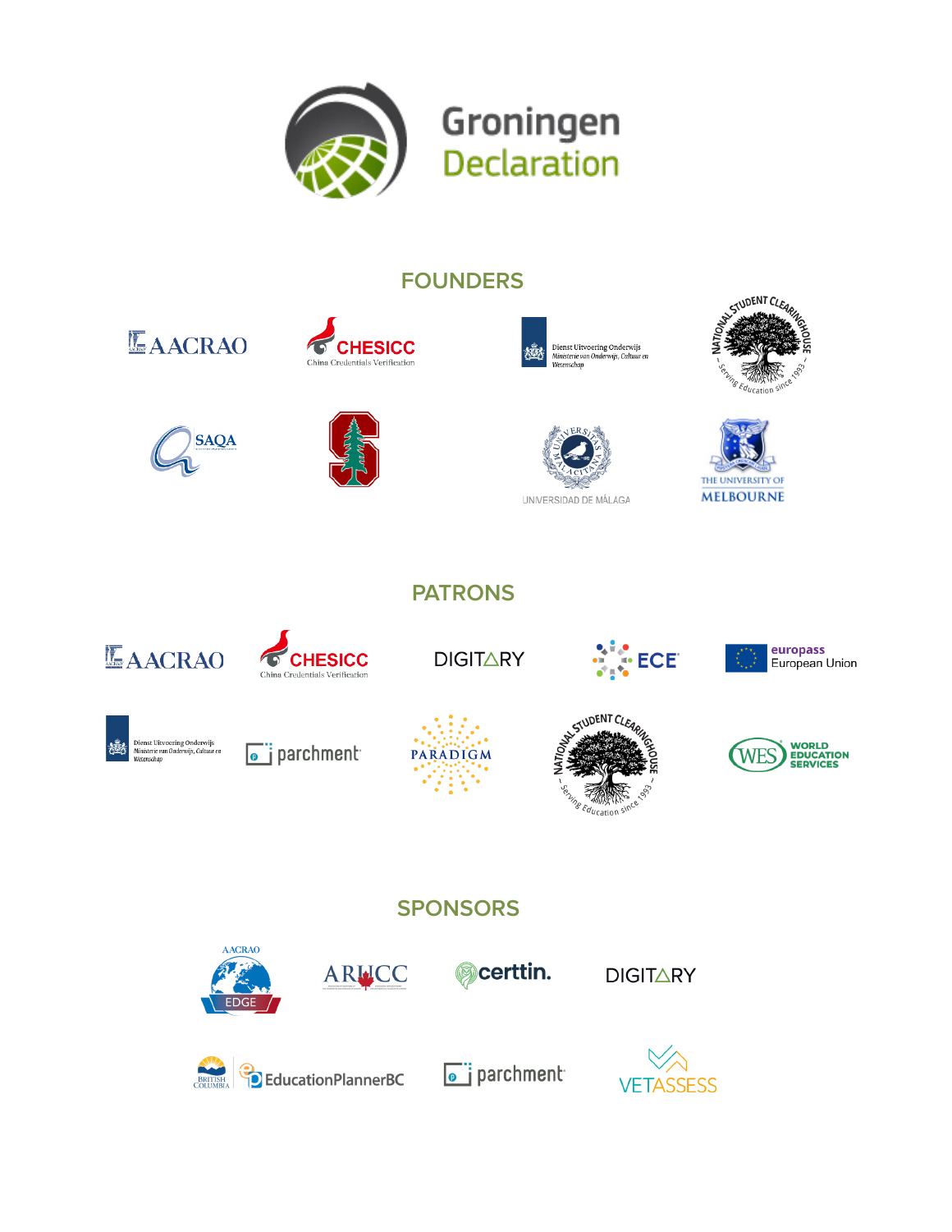# Groningen Declaration

## FOUNDERS

AACRAO

CHESICC China Credentials Verification

Dienst Uitvoering Onderwijs Ministerie van Onderwijs, Cultuur en Wetenschap

National Student Clearinghouse – Serving Education since 1993 –

SAQA

UNIVERSIDAD DE MÁLAGA

THE UNIVERSITY OF MELBOURNE

## PATRONS

AACRAO

CHESICC China Credentials Verification

DIGITARY

ECE

europass European Union

Dienst Uitvoering Onderwijs Ministerie van Onderwijs, Cultuur en Wetenschap

parchment

PARADIGM

National Student Clearinghouse – Serving Education since 1993 –

WES WORLD EDUCATION SERVICES

## SPONSORS

AACRAO EDGE

ARUCC

certtin.

DIGITARY

BRITISH COLUMBIA EducationPlannerBC

parchment

VETASSESS